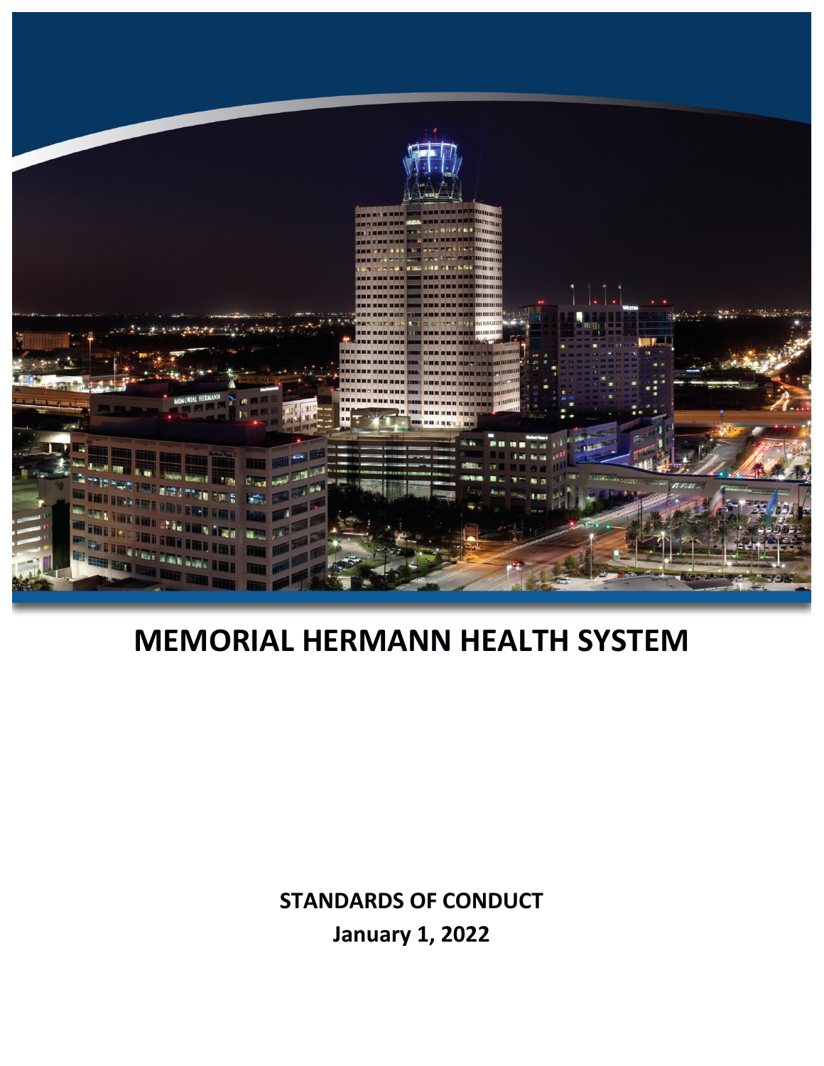# MEMORIAL HERMANN HEALTH SYSTEM

**STANDARDS OF CONDUCT**

**January 1, 2022**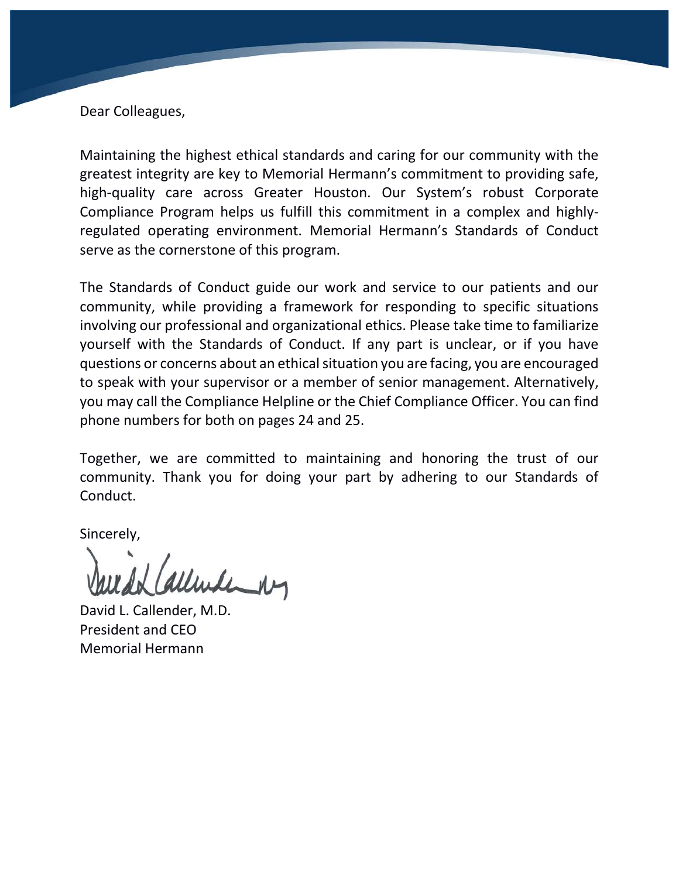Dear Colleagues,

Maintaining the highest ethical standards and caring for our community with the greatest integrity are key to Memorial Hermann's commitment to providing safe, high-quality care across Greater Houston. Our System's robust Corporate Compliance Program helps us fulfill this commitment in a complex and highly-regulated operating environment. Memorial Hermann's Standards of Conduct serve as the cornerstone of this program.

The Standards of Conduct guide our work and service to our patients and our community, while providing a framework for responding to specific situations involving our professional and organizational ethics. Please take time to familiarize yourself with the Standards of Conduct. If any part is unclear, or if you have questions or concerns about an ethical situation you are facing, you are encouraged to speak with your supervisor or a member of senior management. Alternatively, you may call the Compliance Helpline or the Chief Compliance Officer. You can find phone numbers for both on pages 24 and 25.

Together, we are committed to maintaining and honoring the trust of our community. Thank you for doing your part by adhering to our Standards of Conduct.

Sincerely,

David L. Callender, M.D.
President and CEO
Memorial Hermann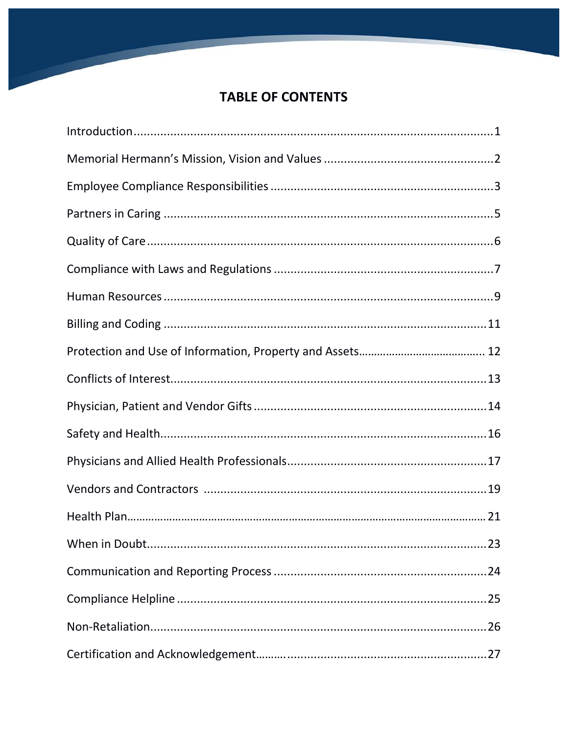# TABLE OF CONTENTS

| Section | Page |
|---|---|
| Introduction | 1 |
| Memorial Hermann's Mission, Vision and Values | 2 |
| Employee Compliance Responsibilities | 3 |
| Partners in Caring | 5 |
| Quality of Care | 6 |
| Compliance with Laws and Regulations | 7 |
| Human Resources | 9 |
| Billing and Coding | 11 |
| Protection and Use of Information, Property and Assets | 12 |
| Conflicts of Interest | 13 |
| Physician, Patient and Vendor Gifts | 14 |
| Safety and Health | 16 |
| Physicians and Allied Health Professionals | 17 |
| Vendors and Contractors | 19 |
| Health Plan | 21 |
| When in Doubt | 23 |
| Communication and Reporting Process | 24 |
| Compliance Helpline | 25 |
| Non-Retaliation | 26 |
| Certification and Acknowledgement | 27 |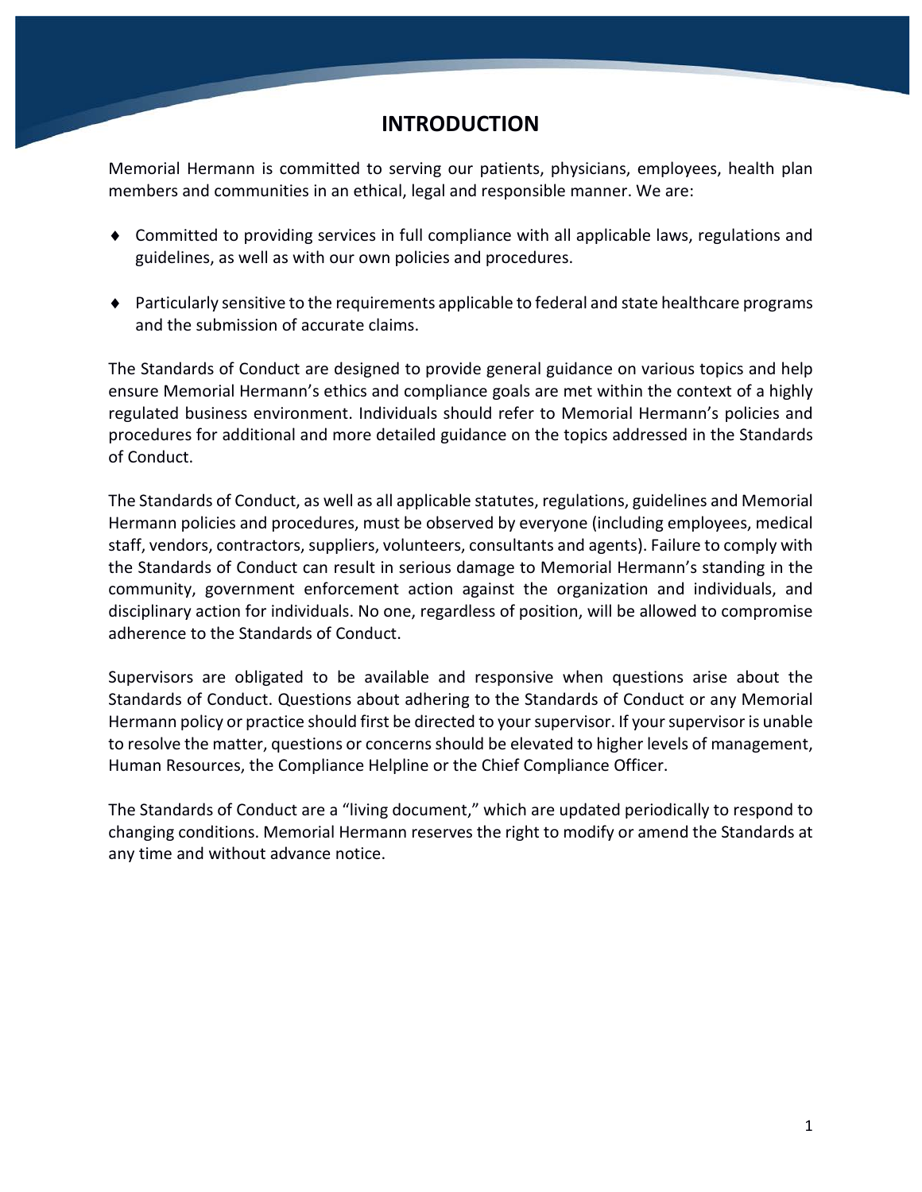# INTRODUCTION

Memorial Hermann is committed to serving our patients, physicians, employees, health plan members and communities in an ethical, legal and responsible manner. We are:

- Committed to providing services in full compliance with all applicable laws, regulations and guidelines, as well as with our own policies and procedures.
- Particularly sensitive to the requirements applicable to federal and state healthcare programs and the submission of accurate claims.

The Standards of Conduct are designed to provide general guidance on various topics and help ensure Memorial Hermann's ethics and compliance goals are met within the context of a highly regulated business environment. Individuals should refer to Memorial Hermann's policies and procedures for additional and more detailed guidance on the topics addressed in the Standards of Conduct.

The Standards of Conduct, as well as all applicable statutes, regulations, guidelines and Memorial Hermann policies and procedures, must be observed by everyone (including employees, medical staff, vendors, contractors, suppliers, volunteers, consultants and agents). Failure to comply with the Standards of Conduct can result in serious damage to Memorial Hermann's standing in the community, government enforcement action against the organization and individuals, and disciplinary action for individuals. No one, regardless of position, will be allowed to compromise adherence to the Standards of Conduct.

Supervisors are obligated to be available and responsive when questions arise about the Standards of Conduct. Questions about adhering to the Standards of Conduct or any Memorial Hermann policy or practice should first be directed to your supervisor. If your supervisor is unable to resolve the matter, questions or concerns should be elevated to higher levels of management, Human Resources, the Compliance Helpline or the Chief Compliance Officer.

The Standards of Conduct are a "living document," which are updated periodically to respond to changing conditions. Memorial Hermann reserves the right to modify or amend the Standards at any time and without advance notice.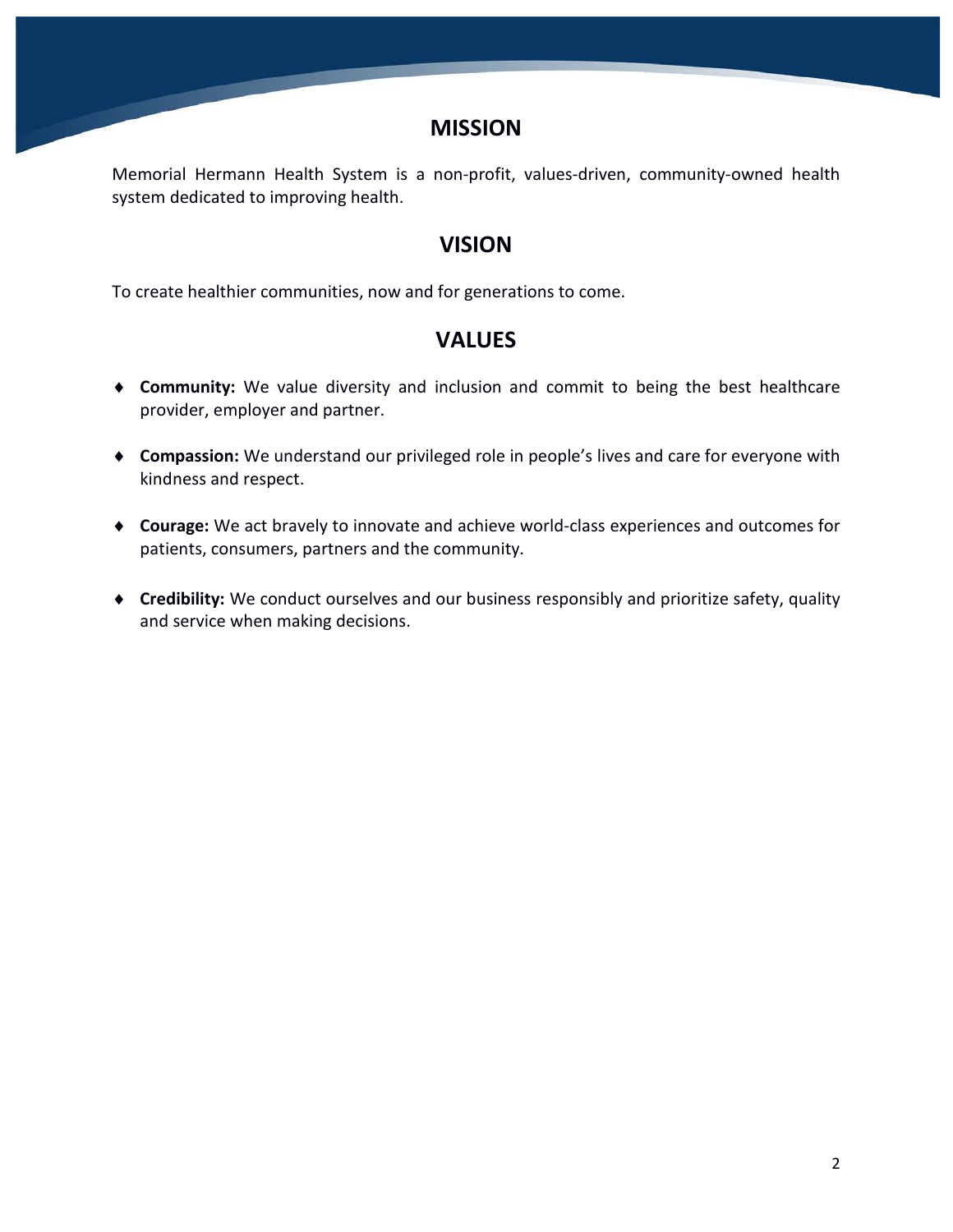## MISSION

Memorial Hermann Health System is a non-profit, values-driven, community-owned health system dedicated to improving health.

## VISION

To create healthier communities, now and for generations to come.

## VALUES

- **Community:** We value diversity and inclusion and commit to being the best healthcare provider, employer and partner.
- **Compassion:** We understand our privileged role in people's lives and care for everyone with kindness and respect.
- **Courage:** We act bravely to innovate and achieve world-class experiences and outcomes for patients, consumers, partners and the community.
- **Credibility:** We conduct ourselves and our business responsibly and prioritize safety, quality and service when making decisions.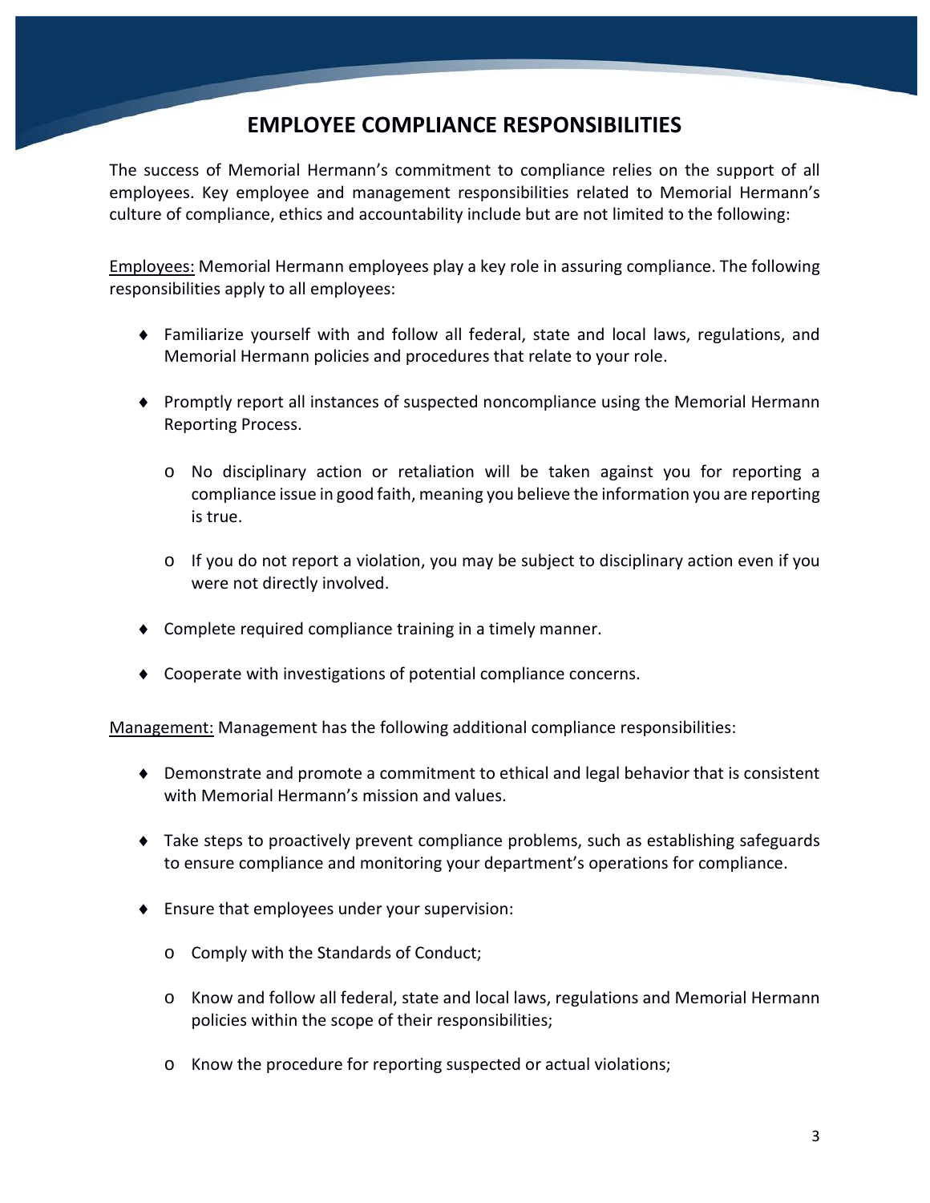# EMPLOYEE COMPLIANCE RESPONSIBILITIES

The success of Memorial Hermann's commitment to compliance relies on the support of all employees. Key employee and management responsibilities related to Memorial Hermann's culture of compliance, ethics and accountability include but are not limited to the following:

<u>Employees:</u> Memorial Hermann employees play a key role in assuring compliance. The following responsibilities apply to all employees:

- Familiarize yourself with and follow all federal, state and local laws, regulations, and Memorial Hermann policies and procedures that relate to your role.
- Promptly report all instances of suspected noncompliance using the Memorial Hermann Reporting Process.
  - No disciplinary action or retaliation will be taken against you for reporting a compliance issue in good faith, meaning you believe the information you are reporting is true.
  - If you do not report a violation, you may be subject to disciplinary action even if you were not directly involved.
- Complete required compliance training in a timely manner.
- Cooperate with investigations of potential compliance concerns.

<u>Management:</u> Management has the following additional compliance responsibilities:

- Demonstrate and promote a commitment to ethical and legal behavior that is consistent with Memorial Hermann's mission and values.
- Take steps to proactively prevent compliance problems, such as establishing safeguards to ensure compliance and monitoring your department's operations for compliance.
- Ensure that employees under your supervision:
  - Comply with the Standards of Conduct;
  - Know and follow all federal, state and local laws, regulations and Memorial Hermann policies within the scope of their responsibilities;
  - Know the procedure for reporting suspected or actual violations;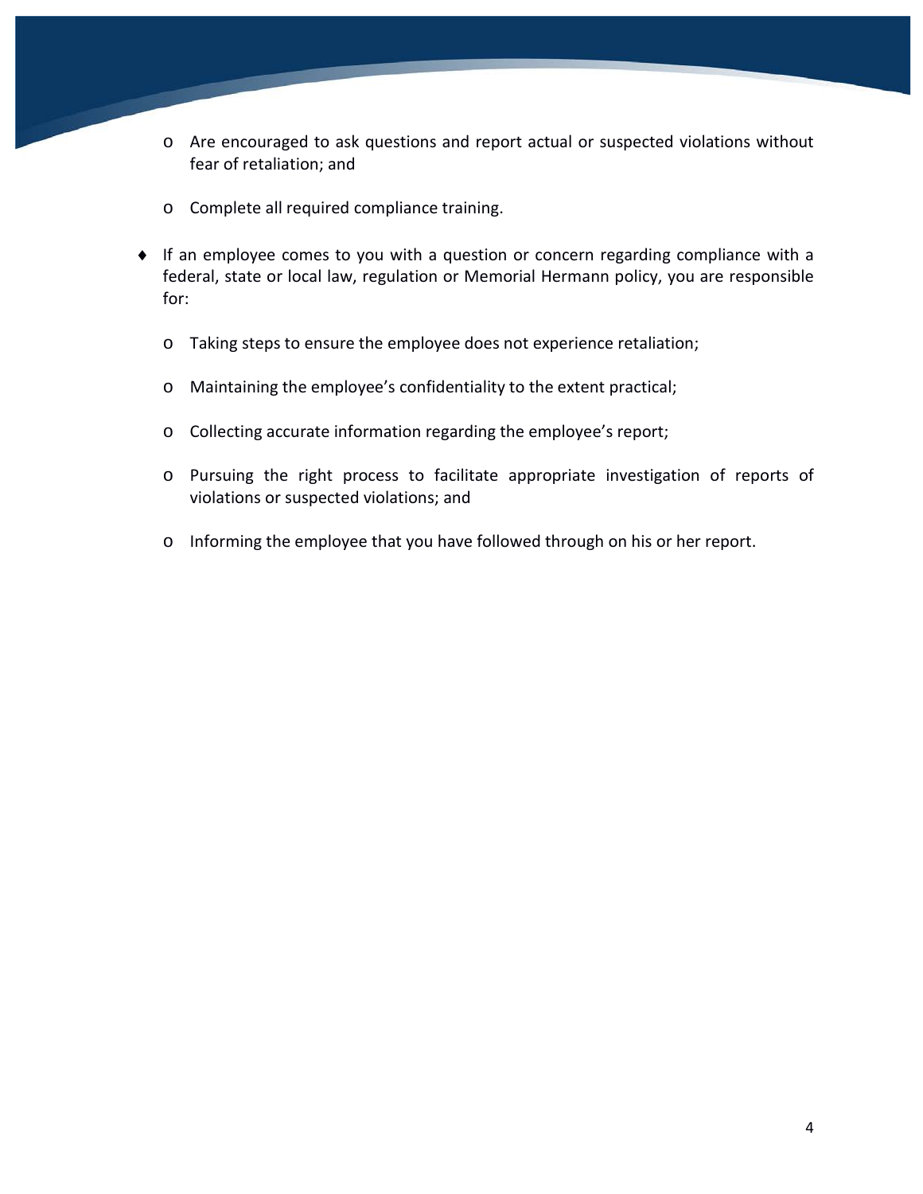- Are encouraged to ask questions and report actual or suspected violations without fear of retaliation; and

  - Complete all required compliance training.

- If an employee comes to you with a question or concern regarding compliance with a federal, state or local law, regulation or Memorial Hermann policy, you are responsible for:

  - Taking steps to ensure the employee does not experience retaliation;

  - Maintaining the employee's confidentiality to the extent practical;

  - Collecting accurate information regarding the employee's report;

  - Pursuing the right process to facilitate appropriate investigation of reports of violations or suspected violations; and

  - Informing the employee that you have followed through on his or her report.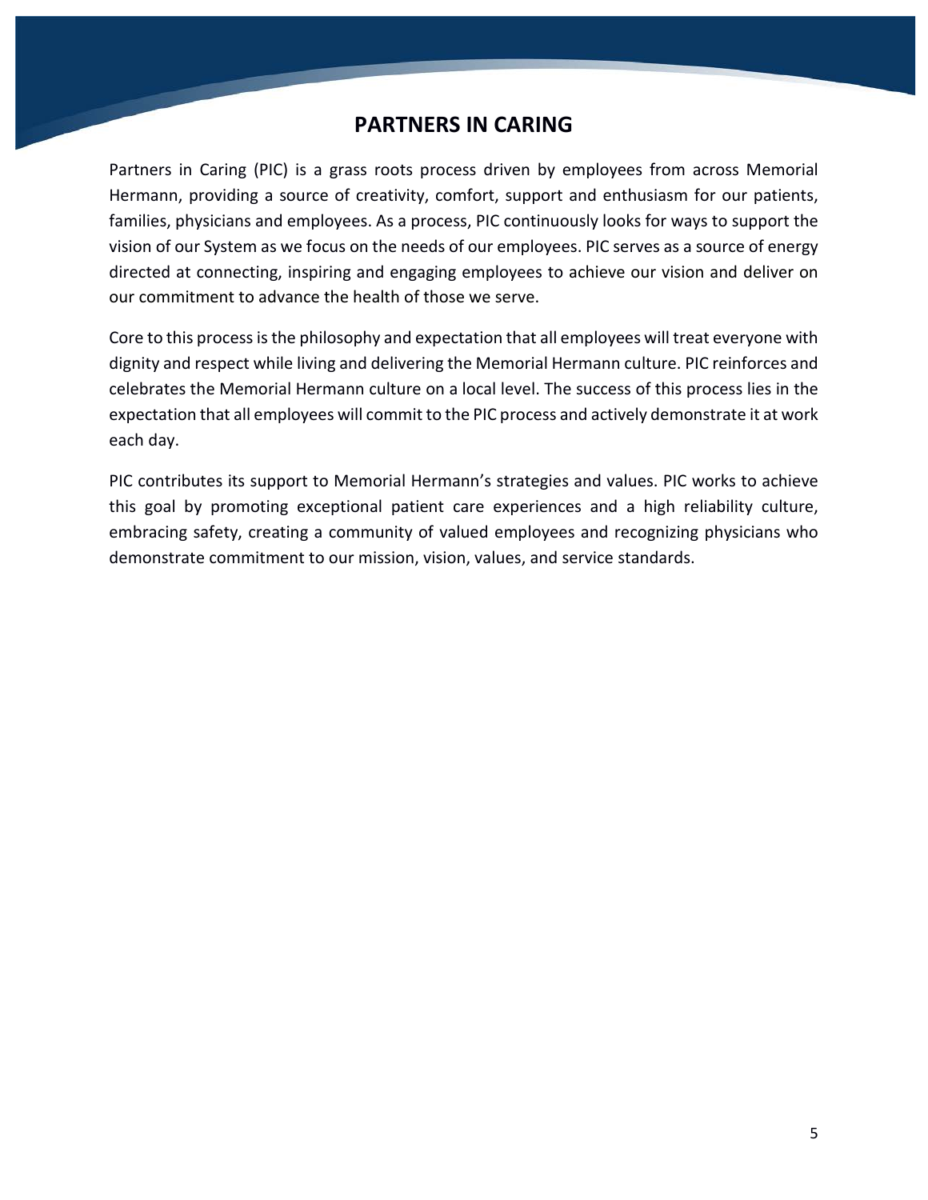# PARTNERS IN CARING

Partners in Caring (PIC) is a grass roots process driven by employees from across Memorial Hermann, providing a source of creativity, comfort, support and enthusiasm for our patients, families, physicians and employees. As a process, PIC continuously looks for ways to support the vision of our System as we focus on the needs of our employees. PIC serves as a source of energy directed at connecting, inspiring and engaging employees to achieve our vision and deliver on our commitment to advance the health of those we serve.

Core to this process is the philosophy and expectation that all employees will treat everyone with dignity and respect while living and delivering the Memorial Hermann culture. PIC reinforces and celebrates the Memorial Hermann culture on a local level. The success of this process lies in the expectation that all employees will commit to the PIC process and actively demonstrate it at work each day.

PIC contributes its support to Memorial Hermann's strategies and values. PIC works to achieve this goal by promoting exceptional patient care experiences and a high reliability culture, embracing safety, creating a community of valued employees and recognizing physicians who demonstrate commitment to our mission, vision, values, and service standards.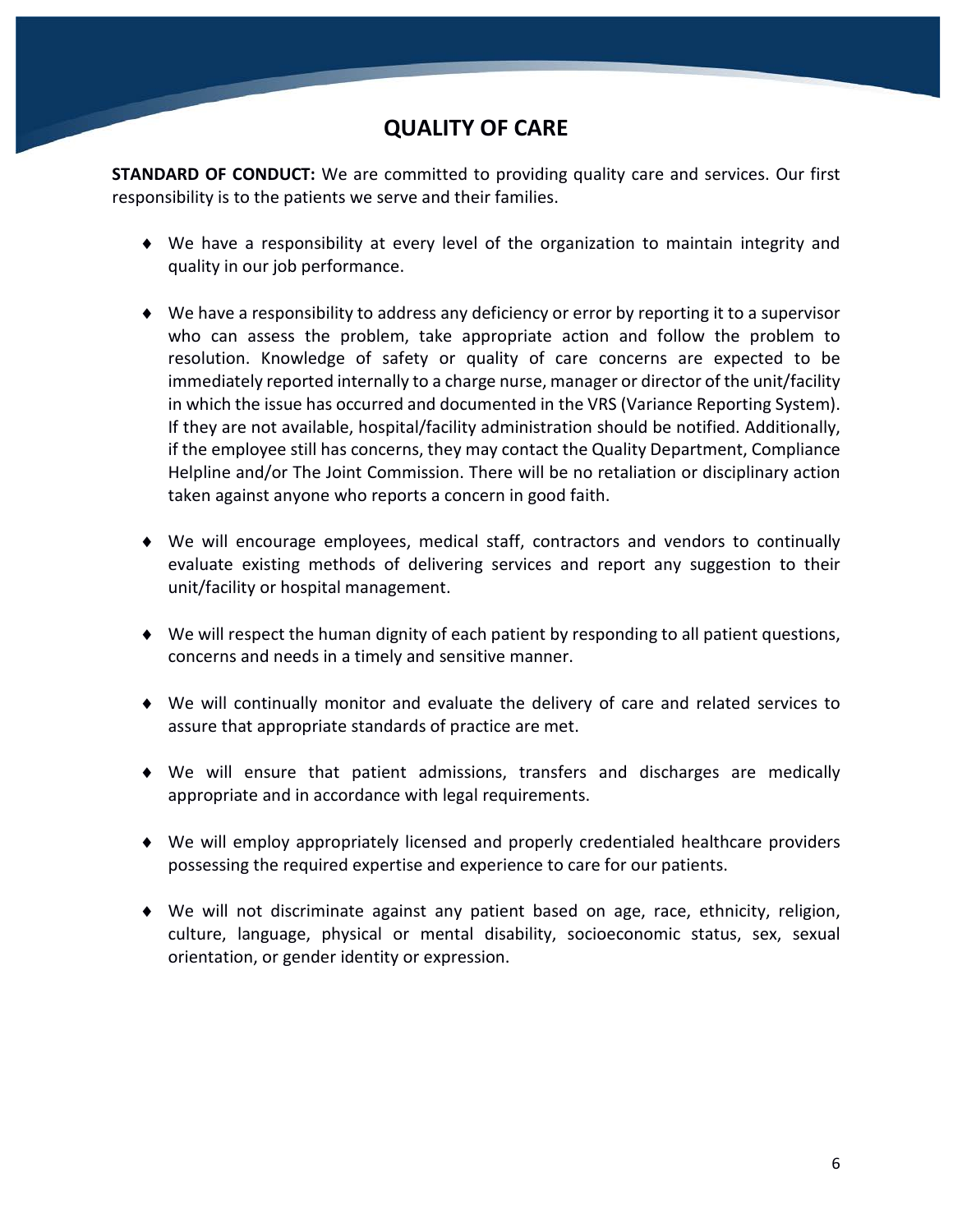# QUALITY OF CARE

**STANDARD OF CONDUCT:** We are committed to providing quality care and services. Our first responsibility is to the patients we serve and their families.

- We have a responsibility at every level of the organization to maintain integrity and quality in our job performance.

- We have a responsibility to address any deficiency or error by reporting it to a supervisor who can assess the problem, take appropriate action and follow the problem to resolution. Knowledge of safety or quality of care concerns are expected to be immediately reported internally to a charge nurse, manager or director of the unit/facility in which the issue has occurred and documented in the VRS (Variance Reporting System). If they are not available, hospital/facility administration should be notified. Additionally, if the employee still has concerns, they may contact the Quality Department, Compliance Helpline and/or The Joint Commission. There will be no retaliation or disciplinary action taken against anyone who reports a concern in good faith.

- We will encourage employees, medical staff, contractors and vendors to continually evaluate existing methods of delivering services and report any suggestion to their unit/facility or hospital management.

- We will respect the human dignity of each patient by responding to all patient questions, concerns and needs in a timely and sensitive manner.

- We will continually monitor and evaluate the delivery of care and related services to assure that appropriate standards of practice are met.

- We will ensure that patient admissions, transfers and discharges are medically appropriate and in accordance with legal requirements.

- We will employ appropriately licensed and properly credentialed healthcare providers possessing the required expertise and experience to care for our patients.

- We will not discriminate against any patient based on age, race, ethnicity, religion, culture, language, physical or mental disability, socioeconomic status, sex, sexual orientation, or gender identity or expression.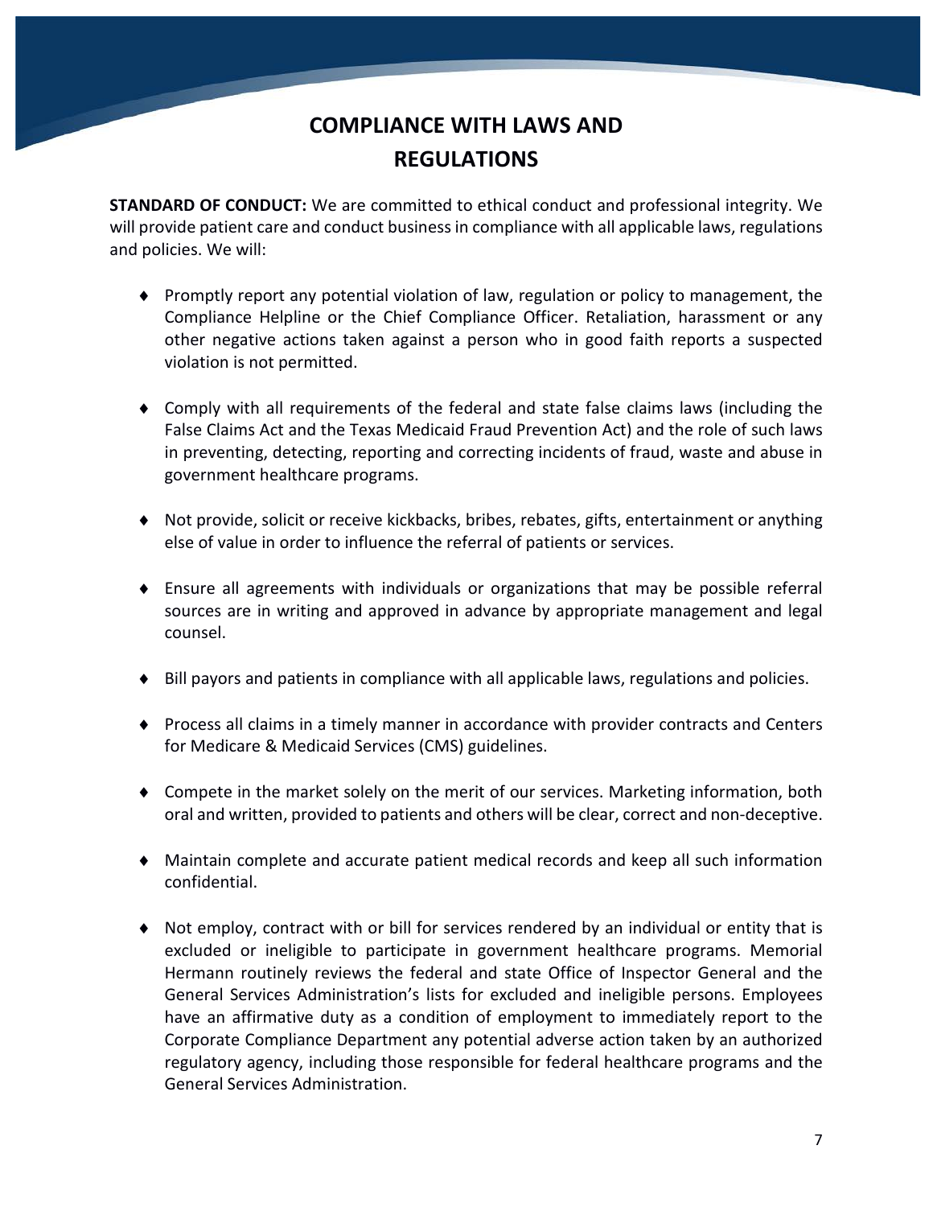# COMPLIANCE WITH LAWS AND REGULATIONS

**STANDARD OF CONDUCT:** We are committed to ethical conduct and professional integrity. We will provide patient care and conduct business in compliance with all applicable laws, regulations and policies. We will:

- Promptly report any potential violation of law, regulation or policy to management, the Compliance Helpline or the Chief Compliance Officer. Retaliation, harassment or any other negative actions taken against a person who in good faith reports a suspected violation is not permitted.
- Comply with all requirements of the federal and state false claims laws (including the False Claims Act and the Texas Medicaid Fraud Prevention Act) and the role of such laws in preventing, detecting, reporting and correcting incidents of fraud, waste and abuse in government healthcare programs.
- Not provide, solicit or receive kickbacks, bribes, rebates, gifts, entertainment or anything else of value in order to influence the referral of patients or services.
- Ensure all agreements with individuals or organizations that may be possible referral sources are in writing and approved in advance by appropriate management and legal counsel.
- Bill payors and patients in compliance with all applicable laws, regulations and policies.
- Process all claims in a timely manner in accordance with provider contracts and Centers for Medicare & Medicaid Services (CMS) guidelines.
- Compete in the market solely on the merit of our services. Marketing information, both oral and written, provided to patients and others will be clear, correct and non-deceptive.
- Maintain complete and accurate patient medical records and keep all such information confidential.
- Not employ, contract with or bill for services rendered by an individual or entity that is excluded or ineligible to participate in government healthcare programs. Memorial Hermann routinely reviews the federal and state Office of Inspector General and the General Services Administration's lists for excluded and ineligible persons. Employees have an affirmative duty as a condition of employment to immediately report to the Corporate Compliance Department any potential adverse action taken by an authorized regulatory agency, including those responsible for federal healthcare programs and the General Services Administration.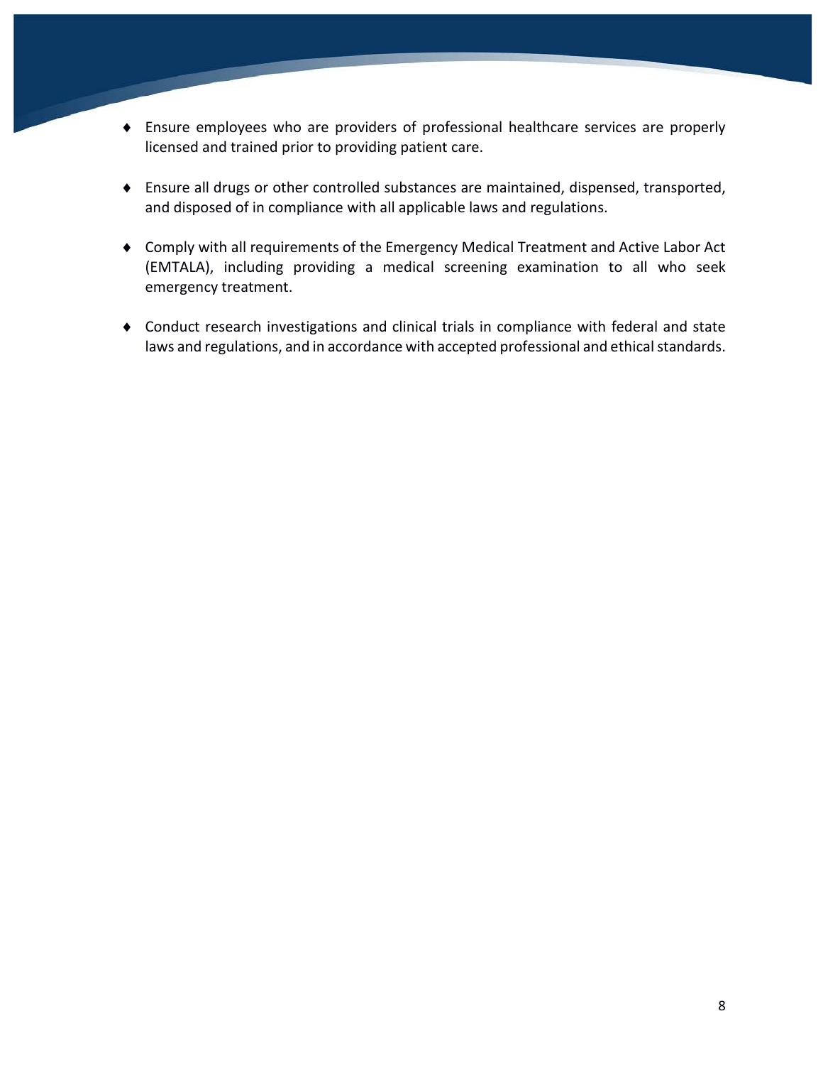- Ensure employees who are providers of professional healthcare services are properly licensed and trained prior to providing patient care.

- Ensure all drugs or other controlled substances are maintained, dispensed, transported, and disposed of in compliance with all applicable laws and regulations.

- Comply with all requirements of the Emergency Medical Treatment and Active Labor Act (EMTALA), including providing a medical screening examination to all who seek emergency treatment.

- Conduct research investigations and clinical trials in compliance with federal and state laws and regulations, and in accordance with accepted professional and ethical standards.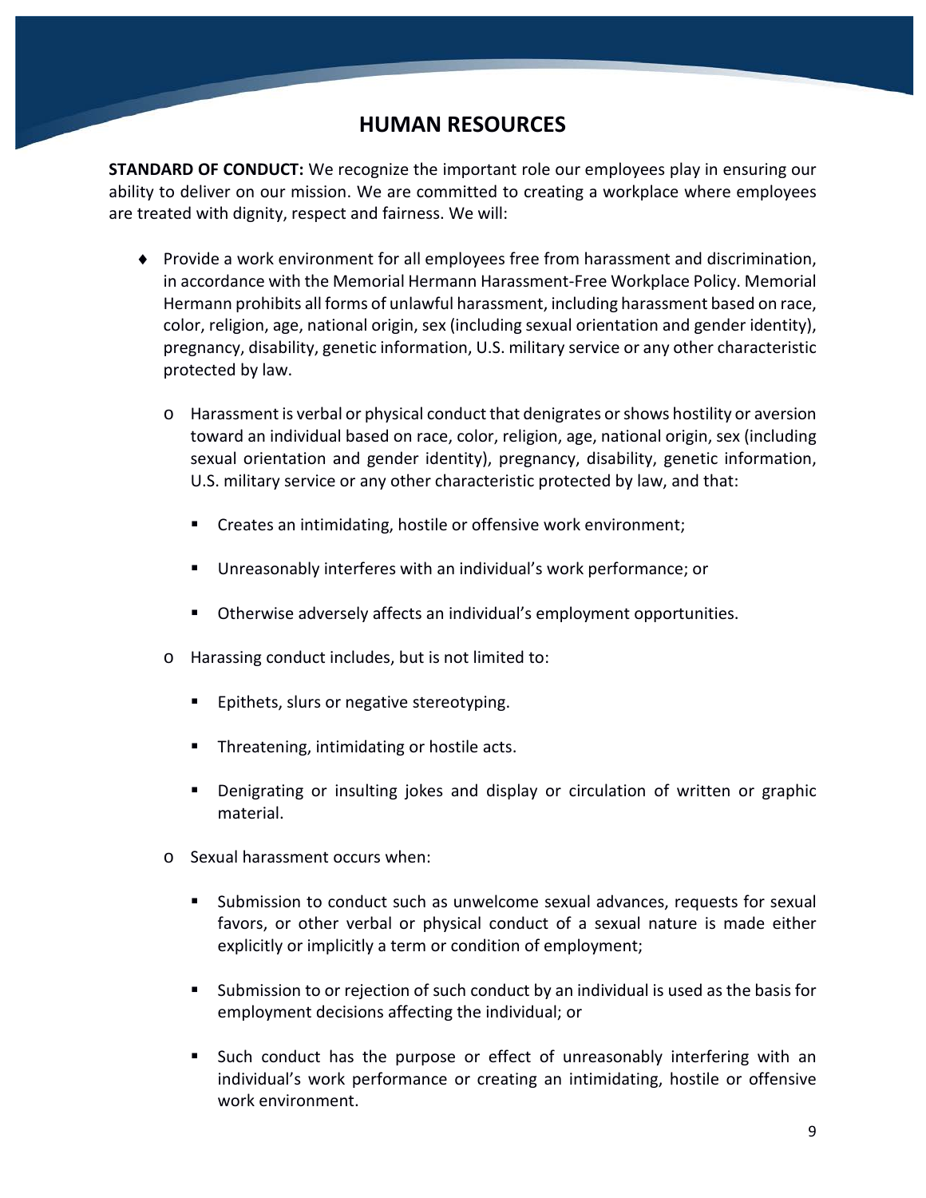## HUMAN RESOURCES

**STANDARD OF CONDUCT:** We recognize the important role our employees play in ensuring our ability to deliver on our mission. We are committed to creating a workplace where employees are treated with dignity, respect and fairness. We will:

- Provide a work environment for all employees free from harassment and discrimination, in accordance with the Memorial Hermann Harassment-Free Workplace Policy. Memorial Hermann prohibits all forms of unlawful harassment, including harassment based on race, color, religion, age, national origin, sex (including sexual orientation and gender identity), pregnancy, disability, genetic information, U.S. military service or any other characteristic protected by law.
  - Harassment is verbal or physical conduct that denigrates or shows hostility or aversion toward an individual based on race, color, religion, age, national origin, sex (including sexual orientation and gender identity), pregnancy, disability, genetic information, U.S. military service or any other characteristic protected by law, and that:
    - Creates an intimidating, hostile or offensive work environment;
    - Unreasonably interferes with an individual's work performance; or
    - Otherwise adversely affects an individual's employment opportunities.
  - Harassing conduct includes, but is not limited to:
    - Epithets, slurs or negative stereotyping.
    - Threatening, intimidating or hostile acts.
    - Denigrating or insulting jokes and display or circulation of written or graphic material.
  - Sexual harassment occurs when:
    - Submission to conduct such as unwelcome sexual advances, requests for sexual favors, or other verbal or physical conduct of a sexual nature is made either explicitly or implicitly a term or condition of employment;
    - Submission to or rejection of such conduct by an individual is used as the basis for employment decisions affecting the individual; or
    - Such conduct has the purpose or effect of unreasonably interfering with an individual's work performance or creating an intimidating, hostile or offensive work environment.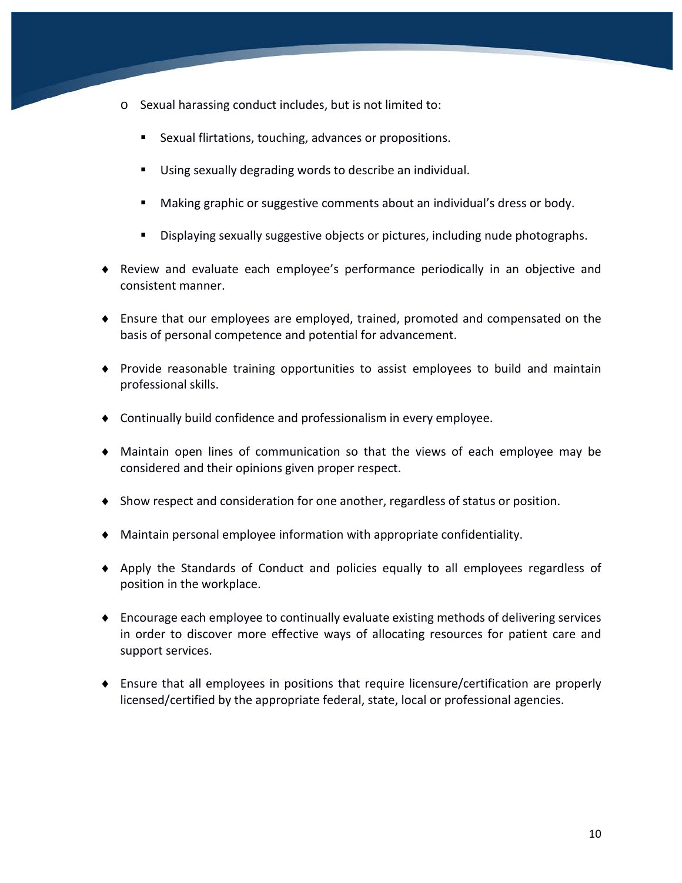- Sexual harassing conduct includes, but is not limited to:
    - Sexual flirtations, touching, advances or propositions.
    - Using sexually degrading words to describe an individual.
    - Making graphic or suggestive comments about an individual's dress or body.
    - Displaying sexually suggestive objects or pictures, including nude photographs.

- Review and evaluate each employee's performance periodically in an objective and consistent manner.

- Ensure that our employees are employed, trained, promoted and compensated on the basis of personal competence and potential for advancement.

- Provide reasonable training opportunities to assist employees to build and maintain professional skills.

- Continually build confidence and professionalism in every employee.

- Maintain open lines of communication so that the views of each employee may be considered and their opinions given proper respect.

- Show respect and consideration for one another, regardless of status or position.

- Maintain personal employee information with appropriate confidentiality.

- Apply the Standards of Conduct and policies equally to all employees regardless of position in the workplace.

- Encourage each employee to continually evaluate existing methods of delivering services in order to discover more effective ways of allocating resources for patient care and support services.

- Ensure that all employees in positions that require licensure/certification are properly licensed/certified by the appropriate federal, state, local or professional agencies.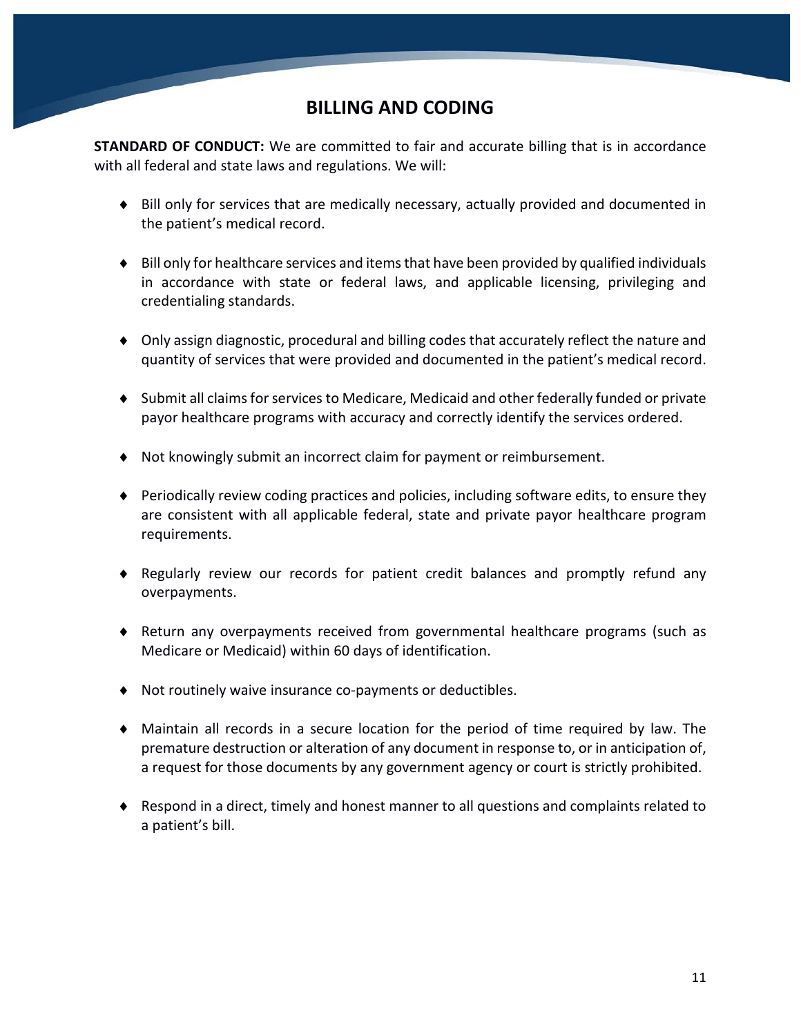# BILLING AND CODING

**STANDARD OF CONDUCT:** We are committed to fair and accurate billing that is in accordance with all federal and state laws and regulations. We will:

- Bill only for services that are medically necessary, actually provided and documented in the patient's medical record.
- Bill only for healthcare services and items that have been provided by qualified individuals in accordance with state or federal laws, and applicable licensing, privileging and credentialing standards.
- Only assign diagnostic, procedural and billing codes that accurately reflect the nature and quantity of services that were provided and documented in the patient's medical record.
- Submit all claims for services to Medicare, Medicaid and other federally funded or private payor healthcare programs with accuracy and correctly identify the services ordered.
- Not knowingly submit an incorrect claim for payment or reimbursement.
- Periodically review coding practices and policies, including software edits, to ensure they are consistent with all applicable federal, state and private payor healthcare program requirements.
- Regularly review our records for patient credit balances and promptly refund any overpayments.
- Return any overpayments received from governmental healthcare programs (such as Medicare or Medicaid) within 60 days of identification.
- Not routinely waive insurance co-payments or deductibles.
- Maintain all records in a secure location for the period of time required by law. The premature destruction or alteration of any document in response to, or in anticipation of, a request for those documents by any government agency or court is strictly prohibited.
- Respond in a direct, timely and honest manner to all questions and complaints related to a patient's bill.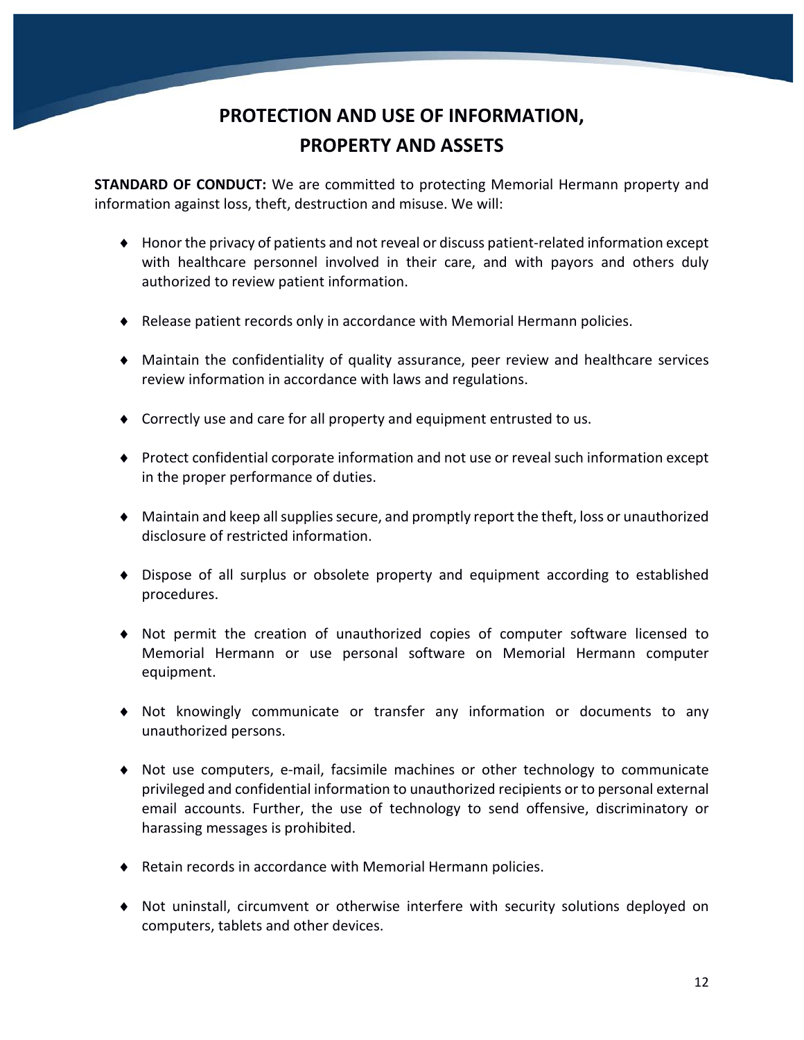# PROTECTION AND USE OF INFORMATION, PROPERTY AND ASSETS

**STANDARD OF CONDUCT:** We are committed to protecting Memorial Hermann property and information against loss, theft, destruction and misuse. We will:

- Honor the privacy of patients and not reveal or discuss patient-related information except with healthcare personnel involved in their care, and with payors and others duly authorized to review patient information.
- Release patient records only in accordance with Memorial Hermann policies.
- Maintain the confidentiality of quality assurance, peer review and healthcare services review information in accordance with laws and regulations.
- Correctly use and care for all property and equipment entrusted to us.
- Protect confidential corporate information and not use or reveal such information except in the proper performance of duties.
- Maintain and keep all supplies secure, and promptly report the theft, loss or unauthorized disclosure of restricted information.
- Dispose of all surplus or obsolete property and equipment according to established procedures.
- Not permit the creation of unauthorized copies of computer software licensed to Memorial Hermann or use personal software on Memorial Hermann computer equipment.
- Not knowingly communicate or transfer any information or documents to any unauthorized persons.
- Not use computers, e-mail, facsimile machines or other technology to communicate privileged and confidential information to unauthorized recipients or to personal external email accounts. Further, the use of technology to send offensive, discriminatory or harassing messages is prohibited.
- Retain records in accordance with Memorial Hermann policies.
- Not uninstall, circumvent or otherwise interfere with security solutions deployed on computers, tablets and other devices.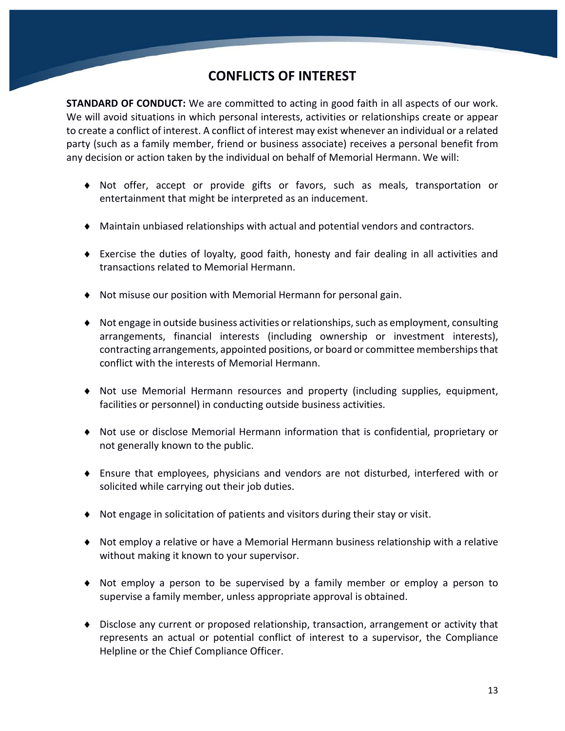# CONFLICTS OF INTEREST

**STANDARD OF CONDUCT:** We are committed to acting in good faith in all aspects of our work. We will avoid situations in which personal interests, activities or relationships create or appear to create a conflict of interest. A conflict of interest may exist whenever an individual or a related party (such as a family member, friend or business associate) receives a personal benefit from any decision or action taken by the individual on behalf of Memorial Hermann. We will:

- Not offer, accept or provide gifts or favors, such as meals, transportation or entertainment that might be interpreted as an inducement.
- Maintain unbiased relationships with actual and potential vendors and contractors.
- Exercise the duties of loyalty, good faith, honesty and fair dealing in all activities and transactions related to Memorial Hermann.
- Not misuse our position with Memorial Hermann for personal gain.
- Not engage in outside business activities or relationships, such as employment, consulting arrangements, financial interests (including ownership or investment interests), contracting arrangements, appointed positions, or board or committee memberships that conflict with the interests of Memorial Hermann.
- Not use Memorial Hermann resources and property (including supplies, equipment, facilities or personnel) in conducting outside business activities.
- Not use or disclose Memorial Hermann information that is confidential, proprietary or not generally known to the public.
- Ensure that employees, physicians and vendors are not disturbed, interfered with or solicited while carrying out their job duties.
- Not engage in solicitation of patients and visitors during their stay or visit.
- Not employ a relative or have a Memorial Hermann business relationship with a relative without making it known to your supervisor.
- Not employ a person to be supervised by a family member or employ a person to supervise a family member, unless appropriate approval is obtained.
- Disclose any current or proposed relationship, transaction, arrangement or activity that represents an actual or potential conflict of interest to a supervisor, the Compliance Helpline or the Chief Compliance Officer.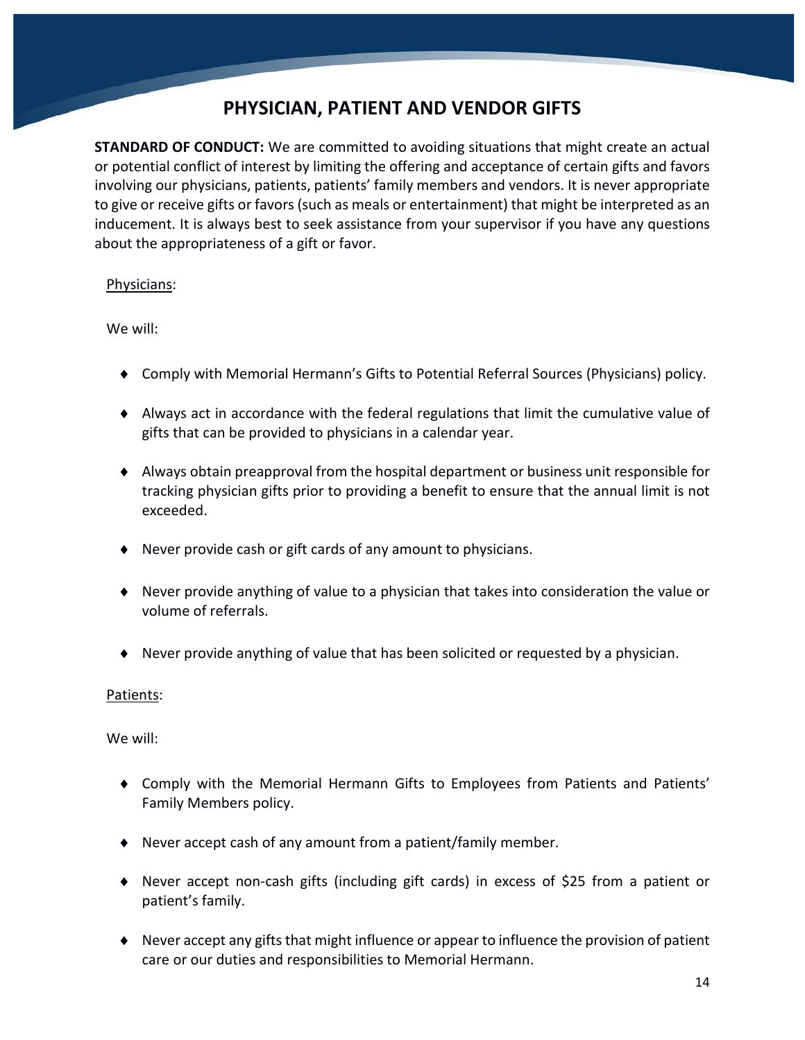# PHYSICIAN, PATIENT AND VENDOR GIFTS

**STANDARD OF CONDUCT:** We are committed to avoiding situations that might create an actual or potential conflict of interest by limiting the offering and acceptance of certain gifts and favors involving our physicians, patients, patients' family members and vendors. It is never appropriate to give or receive gifts or favors (such as meals or entertainment) that might be interpreted as an inducement. It is always best to seek assistance from your supervisor if you have any questions about the appropriateness of a gift or favor.

<u>Physicians</u>:

We will:

- Comply with Memorial Hermann's Gifts to Potential Referral Sources (Physicians) policy.
- Always act in accordance with the federal regulations that limit the cumulative value of gifts that can be provided to physicians in a calendar year.
- Always obtain preapproval from the hospital department or business unit responsible for tracking physician gifts prior to providing a benefit to ensure that the annual limit is not exceeded.
- Never provide cash or gift cards of any amount to physicians.
- Never provide anything of value to a physician that takes into consideration the value or volume of referrals.
- Never provide anything of value that has been solicited or requested by a physician.

<u>Patients</u>:

We will:

- Comply with the Memorial Hermann Gifts to Employees from Patients and Patients' Family Members policy.
- Never accept cash of any amount from a patient/family member.
- Never accept non-cash gifts (including gift cards) in excess of $25 from a patient or patient's family.
- Never accept any gifts that might influence or appear to influence the provision of patient care or our duties and responsibilities to Memorial Hermann.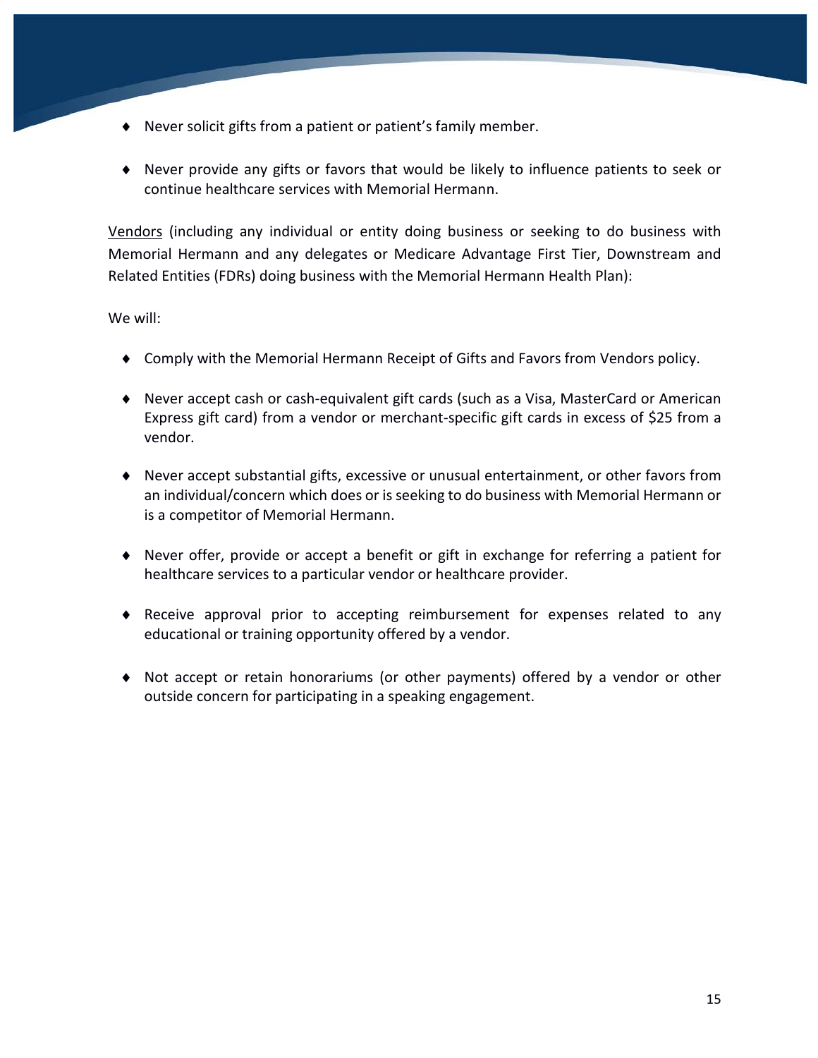- Never solicit gifts from a patient or patient's family member.

- Never provide any gifts or favors that would be likely to influence patients to seek or continue healthcare services with Memorial Hermann.

<u>Vendors</u> (including any individual or entity doing business or seeking to do business with Memorial Hermann and any delegates or Medicare Advantage First Tier, Downstream and Related Entities (FDRs) doing business with the Memorial Hermann Health Plan):

We will:

- Comply with the Memorial Hermann Receipt of Gifts and Favors from Vendors policy.

- Never accept cash or cash-equivalent gift cards (such as a Visa, MasterCard or American Express gift card) from a vendor or merchant-specific gift cards in excess of $25 from a vendor.

- Never accept substantial gifts, excessive or unusual entertainment, or other favors from an individual/concern which does or is seeking to do business with Memorial Hermann or is a competitor of Memorial Hermann.

- Never offer, provide or accept a benefit or gift in exchange for referring a patient for healthcare services to a particular vendor or healthcare provider.

- Receive approval prior to accepting reimbursement for expenses related to any educational or training opportunity offered by a vendor.

- Not accept or retain honorariums (or other payments) offered by a vendor or other outside concern for participating in a speaking engagement.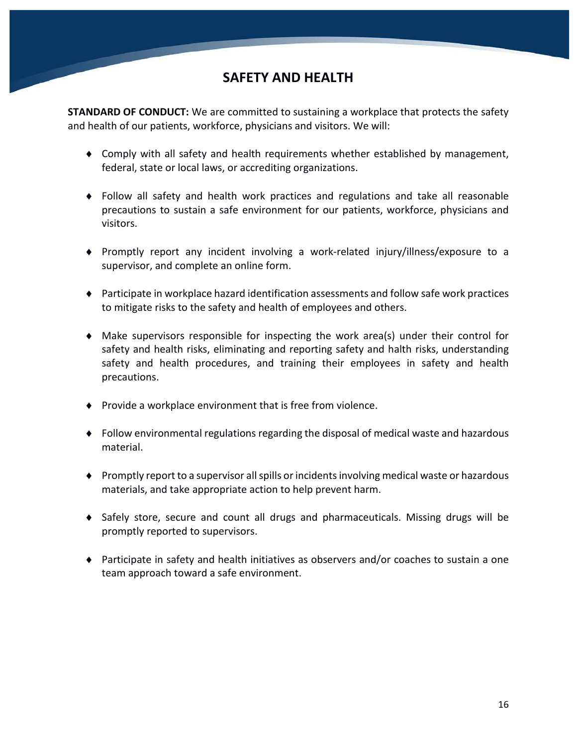# SAFETY AND HEALTH

**STANDARD OF CONDUCT:** We are committed to sustaining a workplace that protects the safety and health of our patients, workforce, physicians and visitors. We will:

- Comply with all safety and health requirements whether established by management, federal, state or local laws, or accrediting organizations.
- Follow all safety and health work practices and regulations and take all reasonable precautions to sustain a safe environment for our patients, workforce, physicians and visitors.
- Promptly report any incident involving a work-related injury/illness/exposure to a supervisor, and complete an online form.
- Participate in workplace hazard identification assessments and follow safe work practices to mitigate risks to the safety and health of employees and others.
- Make supervisors responsible for inspecting the work area(s) under their control for safety and health risks, eliminating and reporting safety and halth risks, understanding safety and health procedures, and training their employees in safety and health precautions.
- Provide a workplace environment that is free from violence.
- Follow environmental regulations regarding the disposal of medical waste and hazardous material.
- Promptly report to a supervisor all spills or incidents involving medical waste or hazardous materials, and take appropriate action to help prevent harm.
- Safely store, secure and count all drugs and pharmaceuticals. Missing drugs will be promptly reported to supervisors.
- Participate in safety and health initiatives as observers and/or coaches to sustain a one team approach toward a safe environment.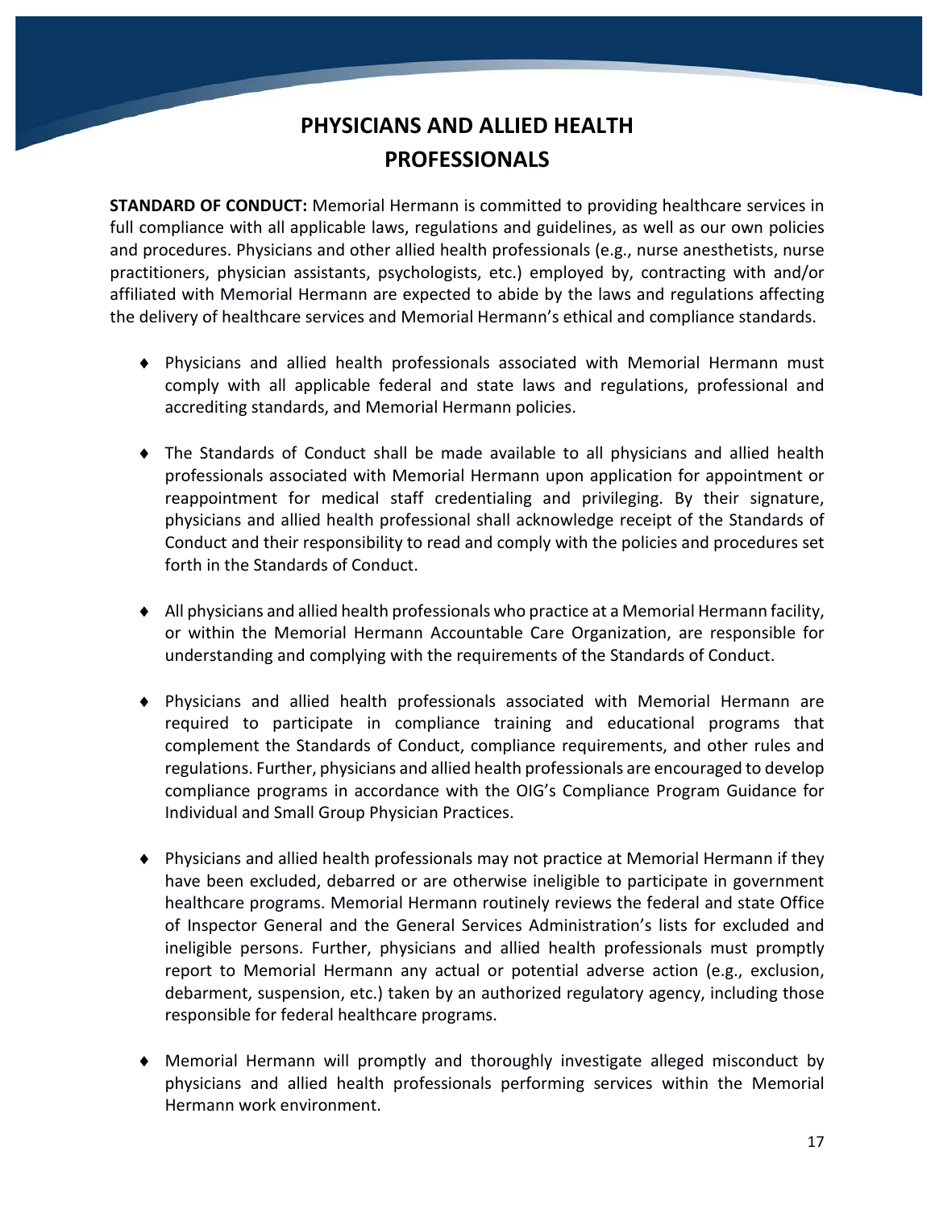# PHYSICIANS AND ALLIED HEALTH PROFESSIONALS

**STANDARD OF CONDUCT:** Memorial Hermann is committed to providing healthcare services in full compliance with all applicable laws, regulations and guidelines, as well as our own policies and procedures. Physicians and other allied health professionals (e.g., nurse anesthetists, nurse practitioners, physician assistants, psychologists, etc.) employed by, contracting with and/or affiliated with Memorial Hermann are expected to abide by the laws and regulations affecting the delivery of healthcare services and Memorial Hermann's ethical and compliance standards.

- Physicians and allied health professionals associated with Memorial Hermann must comply with all applicable federal and state laws and regulations, professional and accrediting standards, and Memorial Hermann policies.

- The Standards of Conduct shall be made available to all physicians and allied health professionals associated with Memorial Hermann upon application for appointment or reappointment for medical staff credentialing and privileging. By their signature, physicians and allied health professional shall acknowledge receipt of the Standards of Conduct and their responsibility to read and comply with the policies and procedures set forth in the Standards of Conduct.

- All physicians and allied health professionals who practice at a Memorial Hermann facility, or within the Memorial Hermann Accountable Care Organization, are responsible for understanding and complying with the requirements of the Standards of Conduct.

- Physicians and allied health professionals associated with Memorial Hermann are required to participate in compliance training and educational programs that complement the Standards of Conduct, compliance requirements, and other rules and regulations. Further, physicians and allied health professionals are encouraged to develop compliance programs in accordance with the OIG's Compliance Program Guidance for Individual and Small Group Physician Practices.

- Physicians and allied health professionals may not practice at Memorial Hermann if they have been excluded, debarred or are otherwise ineligible to participate in government healthcare programs. Memorial Hermann routinely reviews the federal and state Office of Inspector General and the General Services Administration's lists for excluded and ineligible persons. Further, physicians and allied health professionals must promptly report to Memorial Hermann any actual or potential adverse action (e.g., exclusion, debarment, suspension, etc.) taken by an authorized regulatory agency, including those responsible for federal healthcare programs.

- Memorial Hermann will promptly and thoroughly investigate alleged misconduct by physicians and allied health professionals performing services within the Memorial Hermann work environment.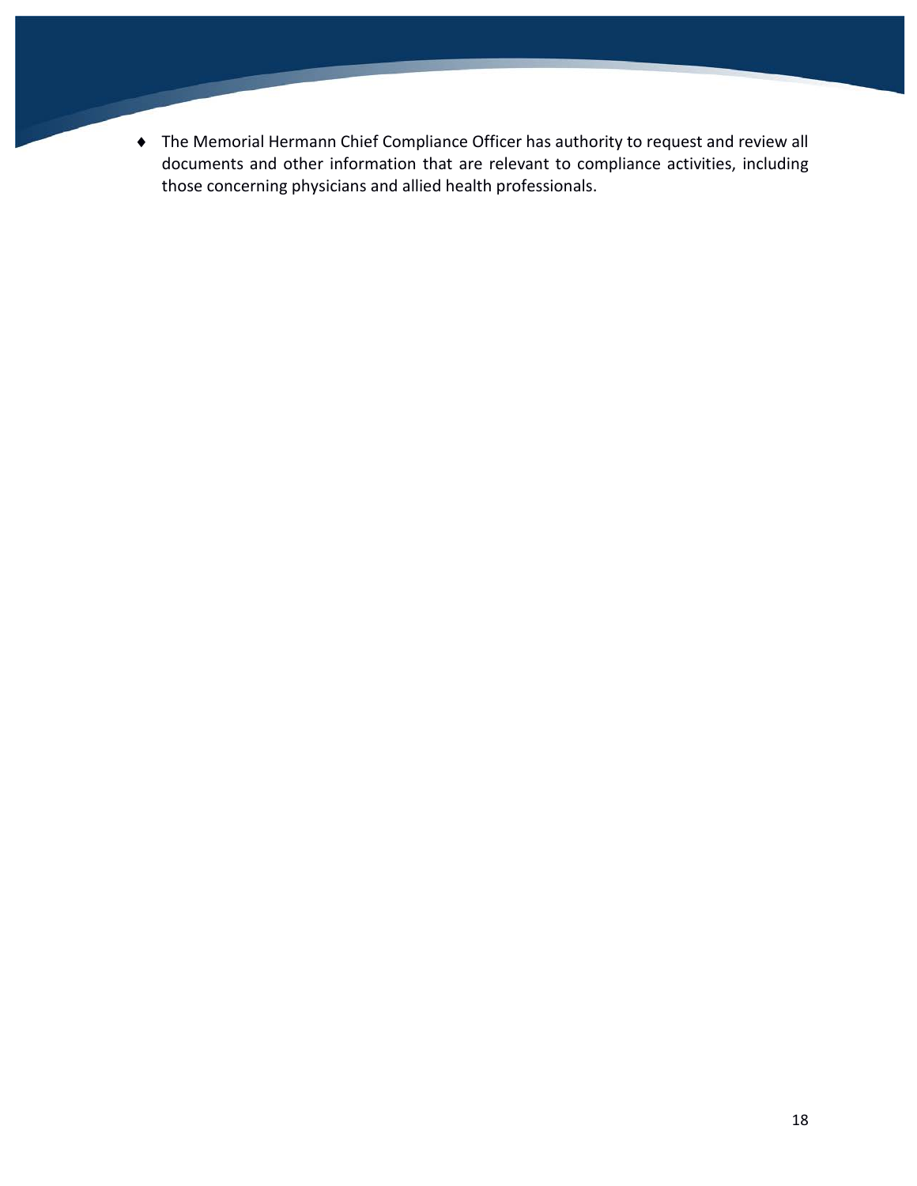- The Memorial Hermann Chief Compliance Officer has authority to request and review all documents and other information that are relevant to compliance activities, including those concerning physicians and allied health professionals.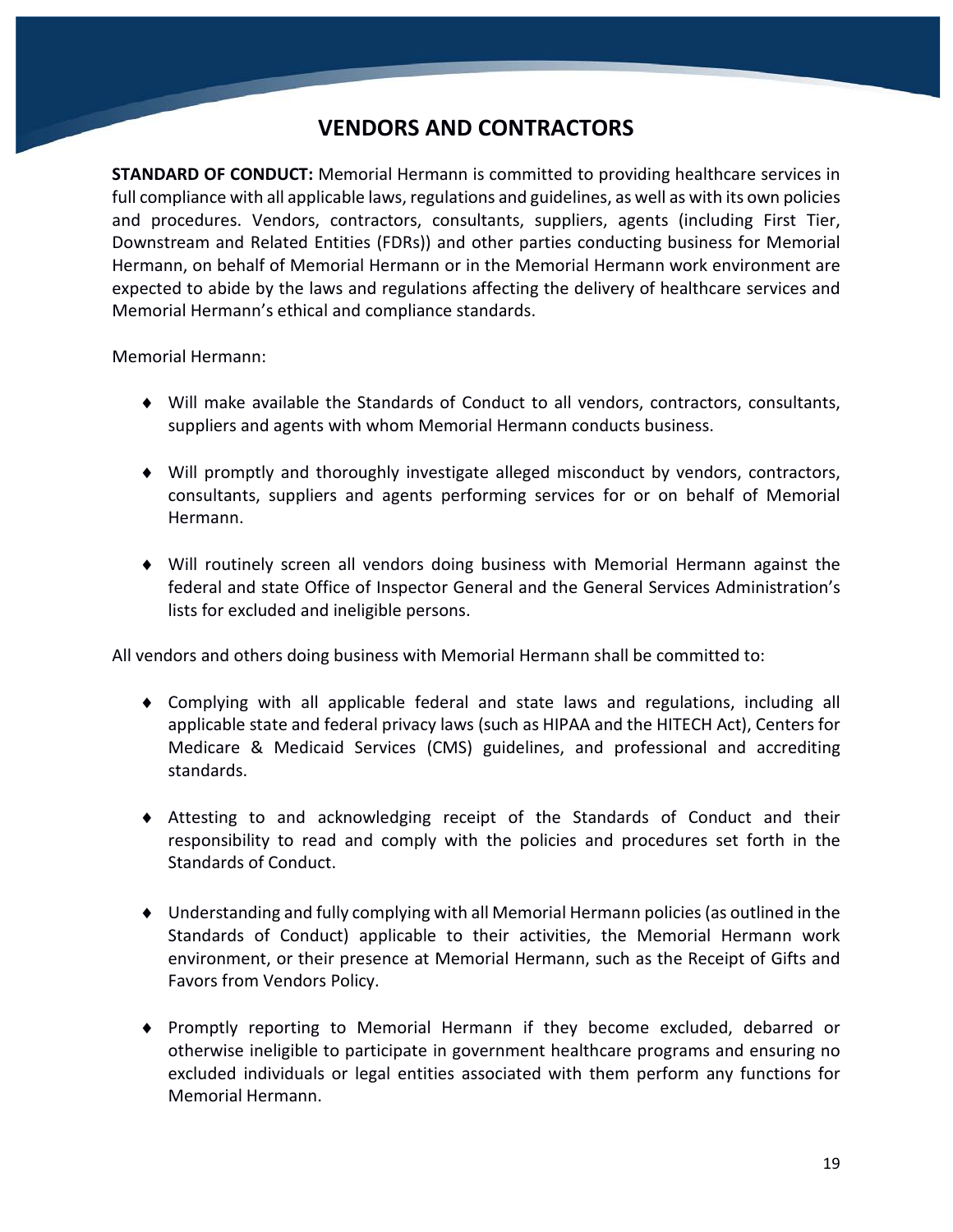# VENDORS AND CONTRACTORS

**STANDARD OF CONDUCT:** Memorial Hermann is committed to providing healthcare services in full compliance with all applicable laws, regulations and guidelines, as well as with its own policies and procedures. Vendors, contractors, consultants, suppliers, agents (including First Tier, Downstream and Related Entities (FDRs)) and other parties conducting business for Memorial Hermann, on behalf of Memorial Hermann or in the Memorial Hermann work environment are expected to abide by the laws and regulations affecting the delivery of healthcare services and Memorial Hermann's ethical and compliance standards.

Memorial Hermann:

- Will make available the Standards of Conduct to all vendors, contractors, consultants, suppliers and agents with whom Memorial Hermann conducts business.
- Will promptly and thoroughly investigate alleged misconduct by vendors, contractors, consultants, suppliers and agents performing services for or on behalf of Memorial Hermann.
- Will routinely screen all vendors doing business with Memorial Hermann against the federal and state Office of Inspector General and the General Services Administration's lists for excluded and ineligible persons.

All vendors and others doing business with Memorial Hermann shall be committed to:

- Complying with all applicable federal and state laws and regulations, including all applicable state and federal privacy laws (such as HIPAA and the HITECH Act), Centers for Medicare & Medicaid Services (CMS) guidelines, and professional and accrediting standards.
- Attesting to and acknowledging receipt of the Standards of Conduct and their responsibility to read and comply with the policies and procedures set forth in the Standards of Conduct.
- Understanding and fully complying with all Memorial Hermann policies (as outlined in the Standards of Conduct) applicable to their activities, the Memorial Hermann work environment, or their presence at Memorial Hermann, such as the Receipt of Gifts and Favors from Vendors Policy.
- Promptly reporting to Memorial Hermann if they become excluded, debarred or otherwise ineligible to participate in government healthcare programs and ensuring no excluded individuals or legal entities associated with them perform any functions for Memorial Hermann.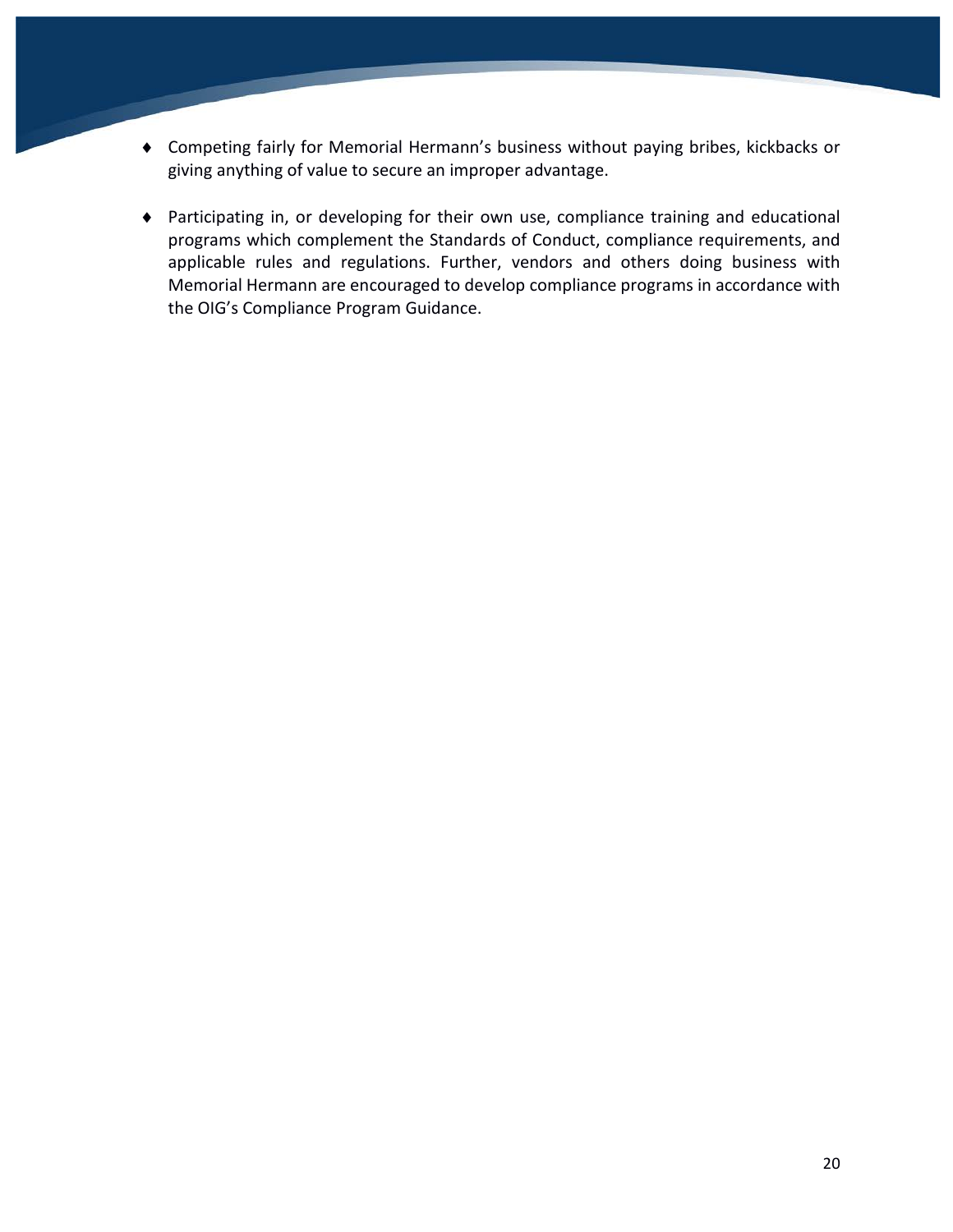- Competing fairly for Memorial Hermann's business without paying bribes, kickbacks or giving anything of value to secure an improper advantage.

- Participating in, or developing for their own use, compliance training and educational programs which complement the Standards of Conduct, compliance requirements, and applicable rules and regulations. Further, vendors and others doing business with Memorial Hermann are encouraged to develop compliance programs in accordance with the OIG's Compliance Program Guidance.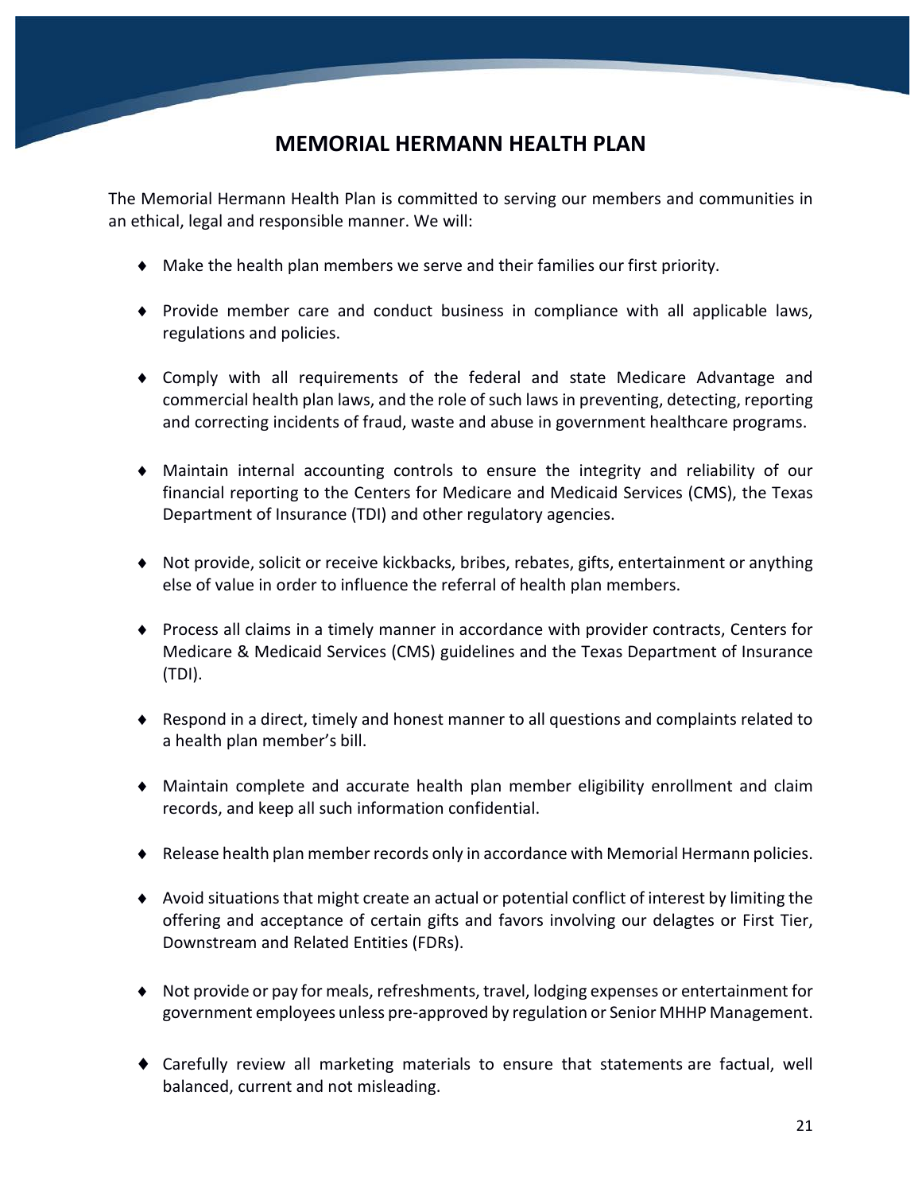# MEMORIAL HERMANN HEALTH PLAN

The Memorial Hermann Health Plan is committed to serving our members and communities in an ethical, legal and responsible manner. We will:

- Make the health plan members we serve and their families our first priority.
- Provide member care and conduct business in compliance with all applicable laws, regulations and policies.
- Comply with all requirements of the federal and state Medicare Advantage and commercial health plan laws, and the role of such laws in preventing, detecting, reporting and correcting incidents of fraud, waste and abuse in government healthcare programs.
- Maintain internal accounting controls to ensure the integrity and reliability of our financial reporting to the Centers for Medicare and Medicaid Services (CMS), the Texas Department of Insurance (TDI) and other regulatory agencies.
- Not provide, solicit or receive kickbacks, bribes, rebates, gifts, entertainment or anything else of value in order to influence the referral of health plan members.
- Process all claims in a timely manner in accordance with provider contracts, Centers for Medicare & Medicaid Services (CMS) guidelines and the Texas Department of Insurance (TDI).
- Respond in a direct, timely and honest manner to all questions and complaints related to a health plan member's bill.
- Maintain complete and accurate health plan member eligibility enrollment and claim records, and keep all such information confidential.
- Release health plan member records only in accordance with Memorial Hermann policies.
- Avoid situations that might create an actual or potential conflict of interest by limiting the offering and acceptance of certain gifts and favors involving our delagtes or First Tier, Downstream and Related Entities (FDRs).
- Not provide or pay for meals, refreshments, travel, lodging expenses or entertainment for government employees unless pre-approved by regulation or Senior MHHP Management.
- Carefully review all marketing materials to ensure that statements are factual, well balanced, current and not misleading.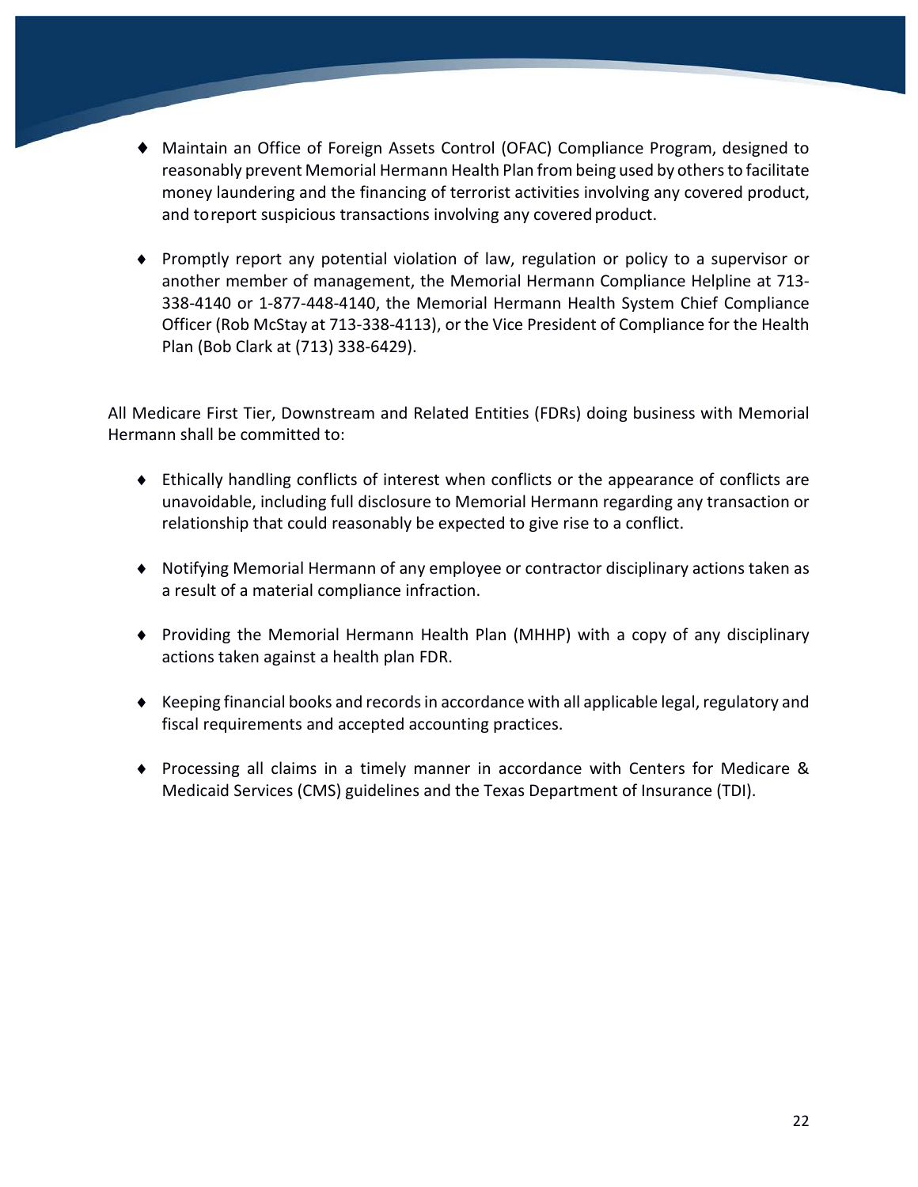- Maintain an Office of Foreign Assets Control (OFAC) Compliance Program, designed to reasonably prevent Memorial Hermann Health Plan from being used by others to facilitate money laundering and the financing of terrorist activities involving any covered product, and to report suspicious transactions involving any covered product.

- Promptly report any potential violation of law, regulation or policy to a supervisor or another member of management, the Memorial Hermann Compliance Helpline at 713-338-4140 or 1-877-448-4140, the Memorial Hermann Health System Chief Compliance Officer (Rob McStay at 713-338-4113), or the Vice President of Compliance for the Health Plan (Bob Clark at (713) 338-6429).

All Medicare First Tier, Downstream and Related Entities (FDRs) doing business with Memorial Hermann shall be committed to:

- Ethically handling conflicts of interest when conflicts or the appearance of conflicts are unavoidable, including full disclosure to Memorial Hermann regarding any transaction or relationship that could reasonably be expected to give rise to a conflict.

- Notifying Memorial Hermann of any employee or contractor disciplinary actions taken as a result of a material compliance infraction.

- Providing the Memorial Hermann Health Plan (MHHP) with a copy of any disciplinary actions taken against a health plan FDR.

- Keeping financial books and records in accordance with all applicable legal, regulatory and fiscal requirements and accepted accounting practices.

- Processing all claims in a timely manner in accordance with Centers for Medicare & Medicaid Services (CMS) guidelines and the Texas Department of Insurance (TDI).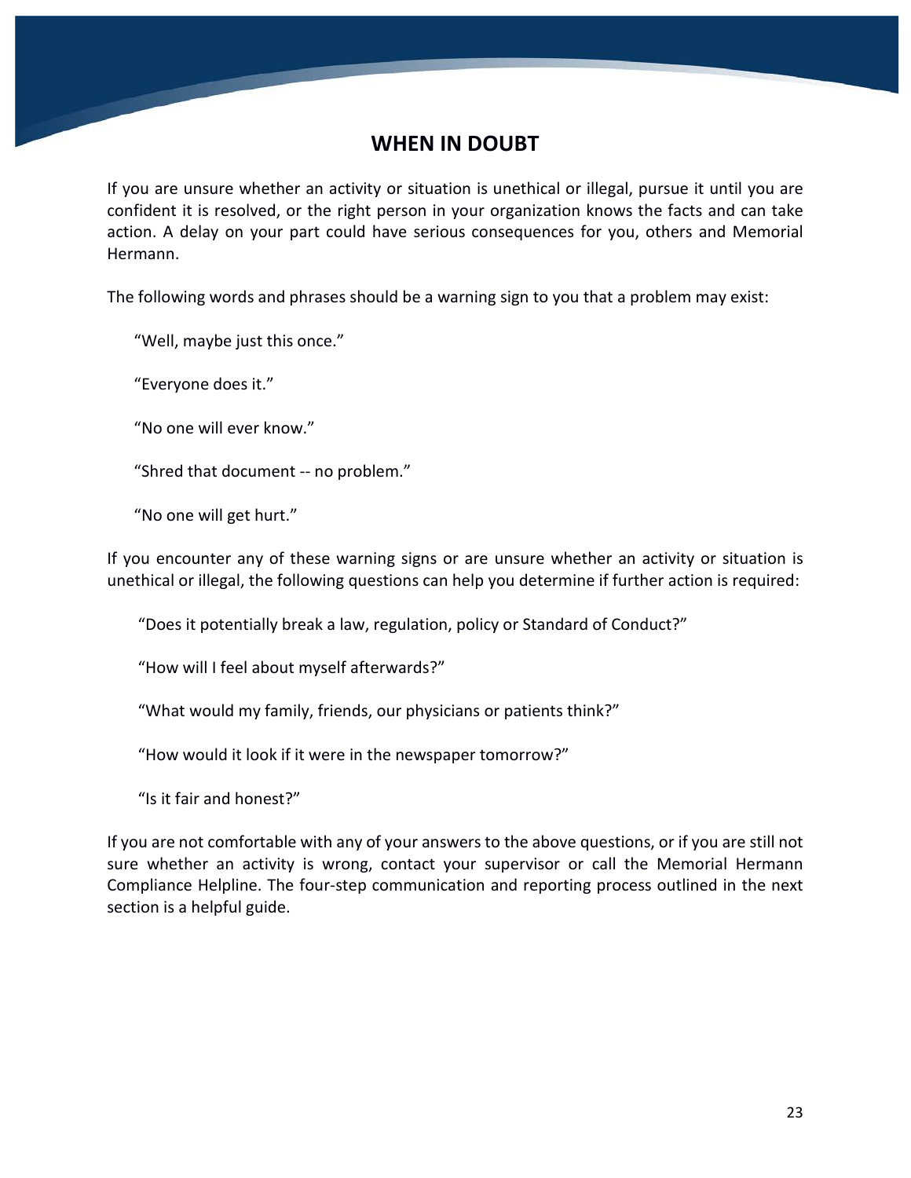## WHEN IN DOUBT

If you are unsure whether an activity or situation is unethical or illegal, pursue it until you are confident it is resolved, or the right person in your organization knows the facts and can take action. A delay on your part could have serious consequences for you, others and Memorial Hermann.

The following words and phrases should be a warning sign to you that a problem may exist:

"Well, maybe just this once."

"Everyone does it."

"No one will ever know."

"Shred that document -- no problem."

"No one will get hurt."

If you encounter any of these warning signs or are unsure whether an activity or situation is unethical or illegal, the following questions can help you determine if further action is required:

"Does it potentially break a law, regulation, policy or Standard of Conduct?"

"How will I feel about myself afterwards?"

"What would my family, friends, our physicians or patients think?"

"How would it look if it were in the newspaper tomorrow?"

"Is it fair and honest?"

If you are not comfortable with any of your answers to the above questions, or if you are still not sure whether an activity is wrong, contact your supervisor or call the Memorial Hermann Compliance Helpline. The four-step communication and reporting process outlined in the next section is a helpful guide.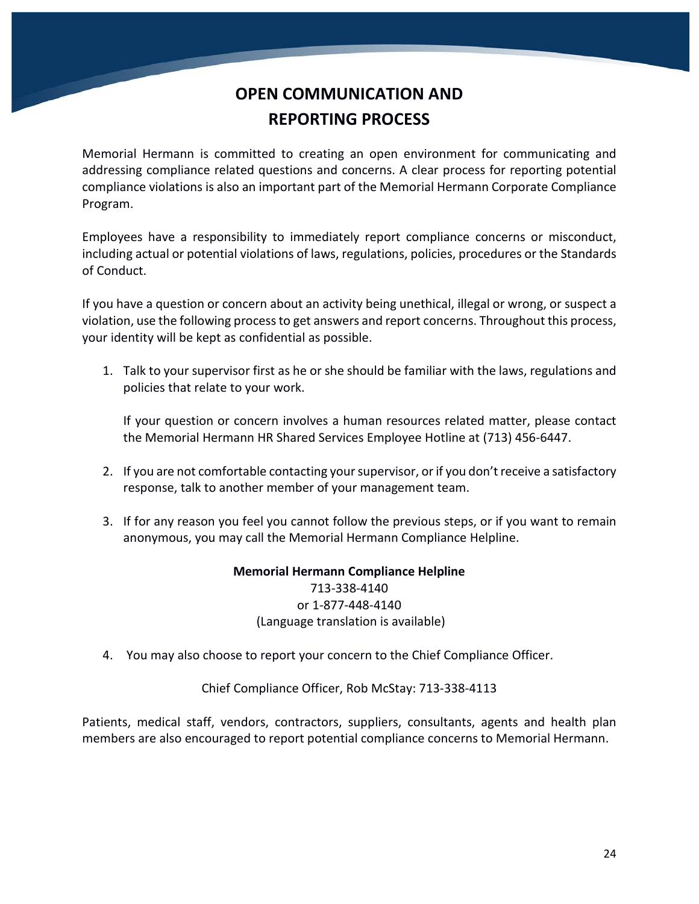# OPEN COMMUNICATION AND REPORTING PROCESS

Memorial Hermann is committed to creating an open environment for communicating and addressing compliance related questions and concerns. A clear process for reporting potential compliance violations is also an important part of the Memorial Hermann Corporate Compliance Program.

Employees have a responsibility to immediately report compliance concerns or misconduct, including actual or potential violations of laws, regulations, policies, procedures or the Standards of Conduct.

If you have a question or concern about an activity being unethical, illegal or wrong, or suspect a violation, use the following process to get answers and report concerns. Throughout this process, your identity will be kept as confidential as possible.

1. Talk to your supervisor first as he or she should be familiar with the laws, regulations and policies that relate to your work.

   If your question or concern involves a human resources related matter, please contact the Memorial Hermann HR Shared Services Employee Hotline at (713) 456-6447.

2. If you are not comfortable contacting your supervisor, or if you don't receive a satisfactory response, talk to another member of your management team.

3. If for any reason you feel you cannot follow the previous steps, or if you want to remain anonymous, you may call the Memorial Hermann Compliance Helpline.

**Memorial Hermann Compliance Helpline**
713-338-4140
or 1-877-448-4140
(Language translation is available)

4. You may also choose to report your concern to the Chief Compliance Officer.

Chief Compliance Officer, Rob McStay: 713-338-4113

Patients, medical staff, vendors, contractors, suppliers, consultants, agents and health plan members are also encouraged to report potential compliance concerns to Memorial Hermann.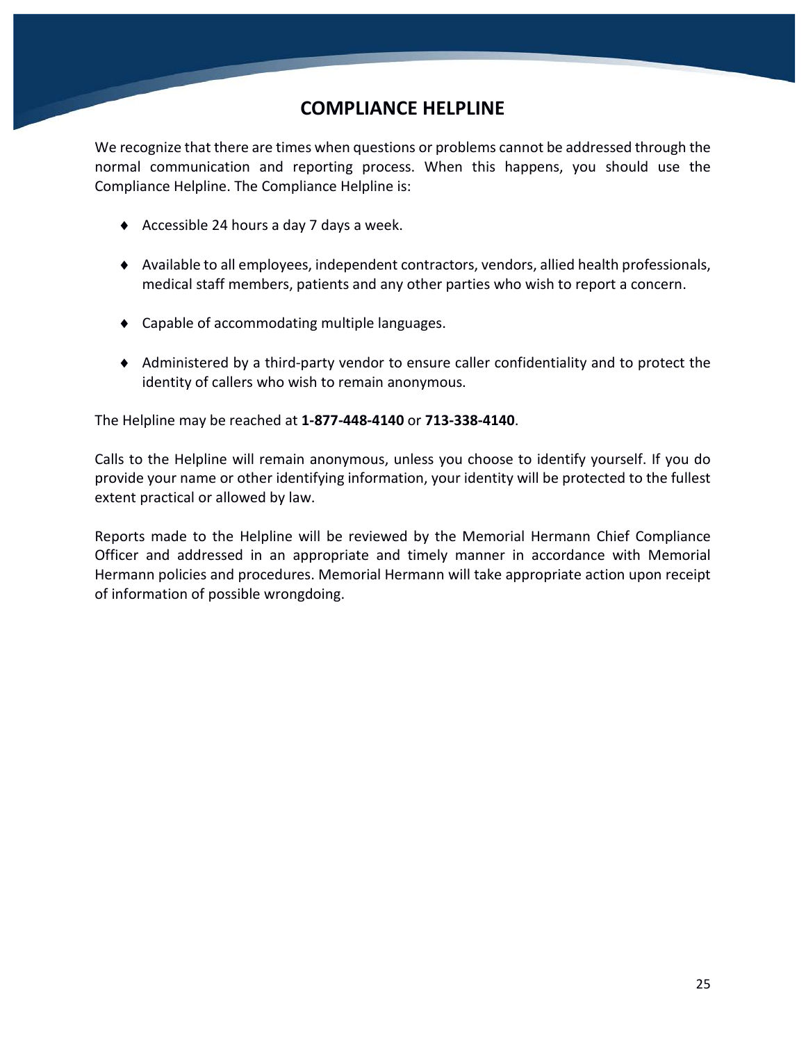# COMPLIANCE HELPLINE

We recognize that there are times when questions or problems cannot be addressed through the normal communication and reporting process. When this happens, you should use the Compliance Helpline. The Compliance Helpline is:

- Accessible 24 hours a day 7 days a week.
- Available to all employees, independent contractors, vendors, allied health professionals, medical staff members, patients and any other parties who wish to report a concern.
- Capable of accommodating multiple languages.
- Administered by a third-party vendor to ensure caller confidentiality and to protect the identity of callers who wish to remain anonymous.

The Helpline may be reached at **1-877-448-4140** or **713-338-4140**.

Calls to the Helpline will remain anonymous, unless you choose to identify yourself. If you do provide your name or other identifying information, your identity will be protected to the fullest extent practical or allowed by law.

Reports made to the Helpline will be reviewed by the Memorial Hermann Chief Compliance Officer and addressed in an appropriate and timely manner in accordance with Memorial Hermann policies and procedures. Memorial Hermann will take appropriate action upon receipt of information of possible wrongdoing.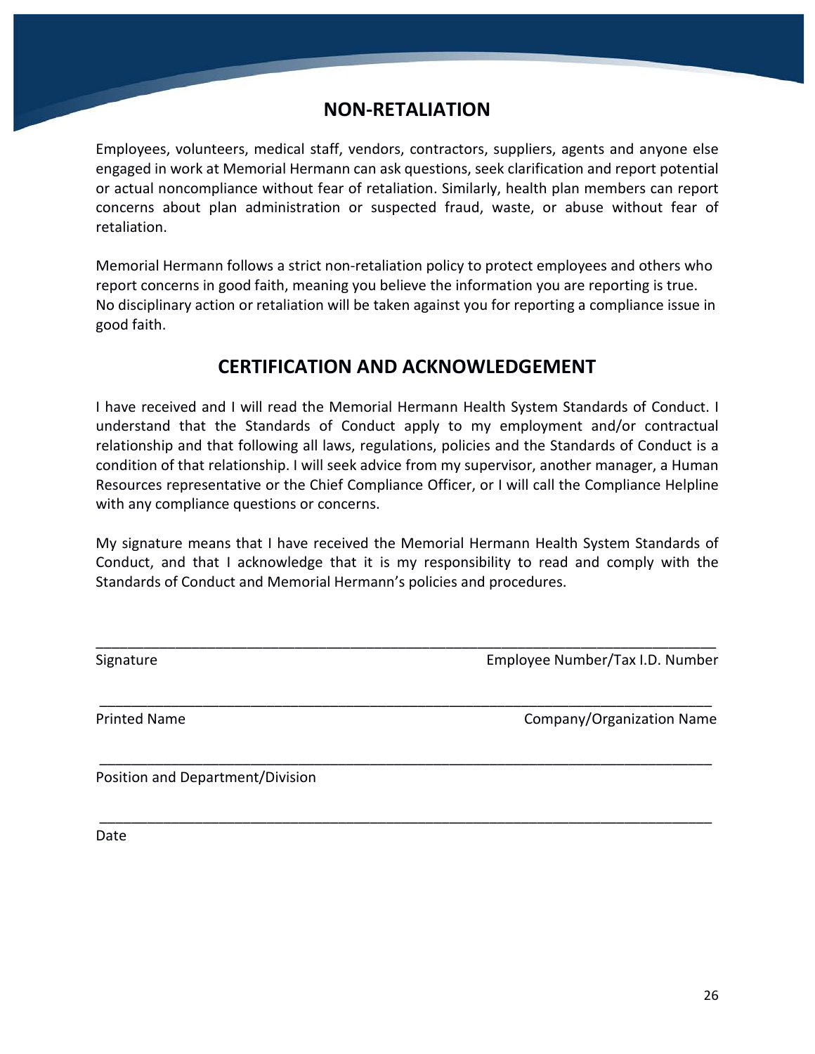## NON-RETALIATION

Employees, volunteers, medical staff, vendors, contractors, suppliers, agents and anyone else engaged in work at Memorial Hermann can ask questions, seek clarification and report potential or actual noncompliance without fear of retaliation. Similarly, health plan members can report concerns about plan administration or suspected fraud, waste, or abuse without fear of retaliation.

Memorial Hermann follows a strict non-retaliation policy to protect employees and others who report concerns in good faith, meaning you believe the information you are reporting is true. No disciplinary action or retaliation will be taken against you for reporting a compliance issue in good faith.

## CERTIFICATION AND ACKNOWLEDGEMENT

I have received and I will read the Memorial Hermann Health System Standards of Conduct. I understand that the Standards of Conduct apply to my employment and/or contractual relationship and that following all laws, regulations, policies and the Standards of Conduct is a condition of that relationship. I will seek advice from my supervisor, another manager, a Human Resources representative or the Chief Compliance Officer, or I will call the Compliance Helpline with any compliance questions or concerns.

My signature means that I have received the Memorial Hermann Health System Standards of Conduct, and that I acknowledge that it is my responsibility to read and comply with the Standards of Conduct and Memorial Hermann's policies and procedures.

\_\_\_\_\_\_\_\_\_\_\_\_\_\_\_\_\_\_\_\_\_\_\_\_\_\_\_\_\_\_\_\_\_\_\_\_\_\_\_\_\_\_\_\_\_\_\_\_\_\_\_\_\_\_\_\_\_\_\_\_\_\_\_\_\_\_\_\_\_\_

Signature                                                            Employee Number/Tax I.D. Number

\_\_\_\_\_\_\_\_\_\_\_\_\_\_\_\_\_\_\_\_\_\_\_\_\_\_\_\_\_\_\_\_\_\_\_\_\_\_\_\_\_\_\_\_\_\_\_\_\_\_\_\_\_\_\_\_\_\_\_\_\_\_\_\_\_\_\_\_\_\_

Printed Name                                                            Company/Organization Name

\_\_\_\_\_\_\_\_\_\_\_\_\_\_\_\_\_\_\_\_\_\_\_\_\_\_\_\_\_\_\_\_\_\_\_\_\_\_\_\_\_\_\_\_\_\_\_\_\_\_\_\_\_\_\_\_\_\_\_\_\_\_\_\_\_\_\_\_\_\_

Position and Department/Division

\_\_\_\_\_\_\_\_\_\_\_\_\_\_\_\_\_\_\_\_\_\_\_\_\_\_\_\_\_\_\_\_\_\_\_\_\_\_\_\_\_\_\_\_\_\_\_\_\_\_\_\_\_\_\_\_\_\_\_\_\_\_\_\_\_\_\_\_\_\_

Date